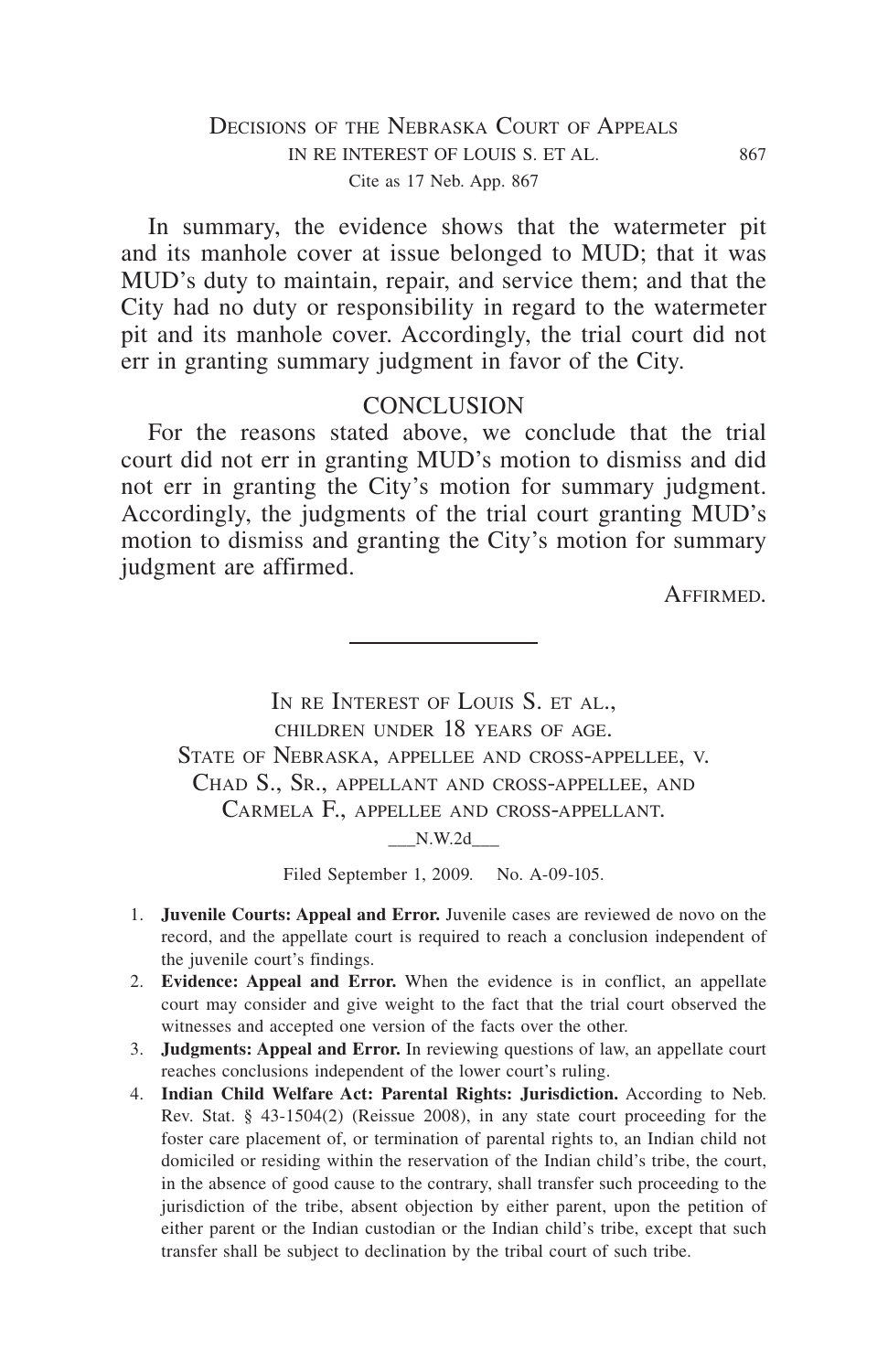In summary, the evidence shows that the watermeter pit and its manhole cover at issue belonged to MUD; that it was MUD's duty to maintain, repair, and service them; and that the City had no duty or responsibility in regard to the watermeter pit and its manhole cover. Accordingly, the trial court did not err in granting summary judgment in favor of the City.

## CONCLUSION

For the reasons stated above, we conclude that the trial court did not err in granting MUD's motion to dismiss and did not err in granting the City's motion for summary judgment. Accordingly, the judgments of the trial court granting MUD's motion to dismiss and granting the City's motion for summary judgment are affirmed.

AFFIRMED.

---

# IN RE INTEREST OF LOUIS S. ET AL., CHILDREN UNDER 18 YEARS OF AGE. STATE OF NEBRASKA, APPELLEE AND CROSS-APPELLEE, V. CHAD S., SR., APPELLANT AND CROSS-APPELLEE, AND CARMELA F., APPELLEE AND CROSS-APPELLANT.

___N.W.2d___

Filed September 1, 2009. No. A-09-105.

1. **Juvenile Courts: Appeal and Error.** Juvenile cases are reviewed de novo on the record, and the appellate court is required to reach a conclusion independent of the juvenile court's findings.
2. **Evidence: Appeal and Error.** When the evidence is in conflict, an appellate court may consider and give weight to the fact that the trial court observed the witnesses and accepted one version of the facts over the other.
3. **Judgments: Appeal and Error.** In reviewing questions of law, an appellate court reaches conclusions independent of the lower court's ruling.
4. **Indian Child Welfare Act: Parental Rights: Jurisdiction.** According to Neb. Rev. Stat. § 43-1504(2) (Reissue 2008), in any state court proceeding for the foster care placement of, or termination of parental rights to, an Indian child not domiciled or residing within the reservation of the Indian child's tribe, the court, in the absence of good cause to the contrary, shall transfer such proceeding to the jurisdiction of the tribe, absent objection by either parent, upon the petition of either parent or the Indian custodian or the Indian child's tribe, except that such transfer shall be subject to declination by the tribal court of such tribe.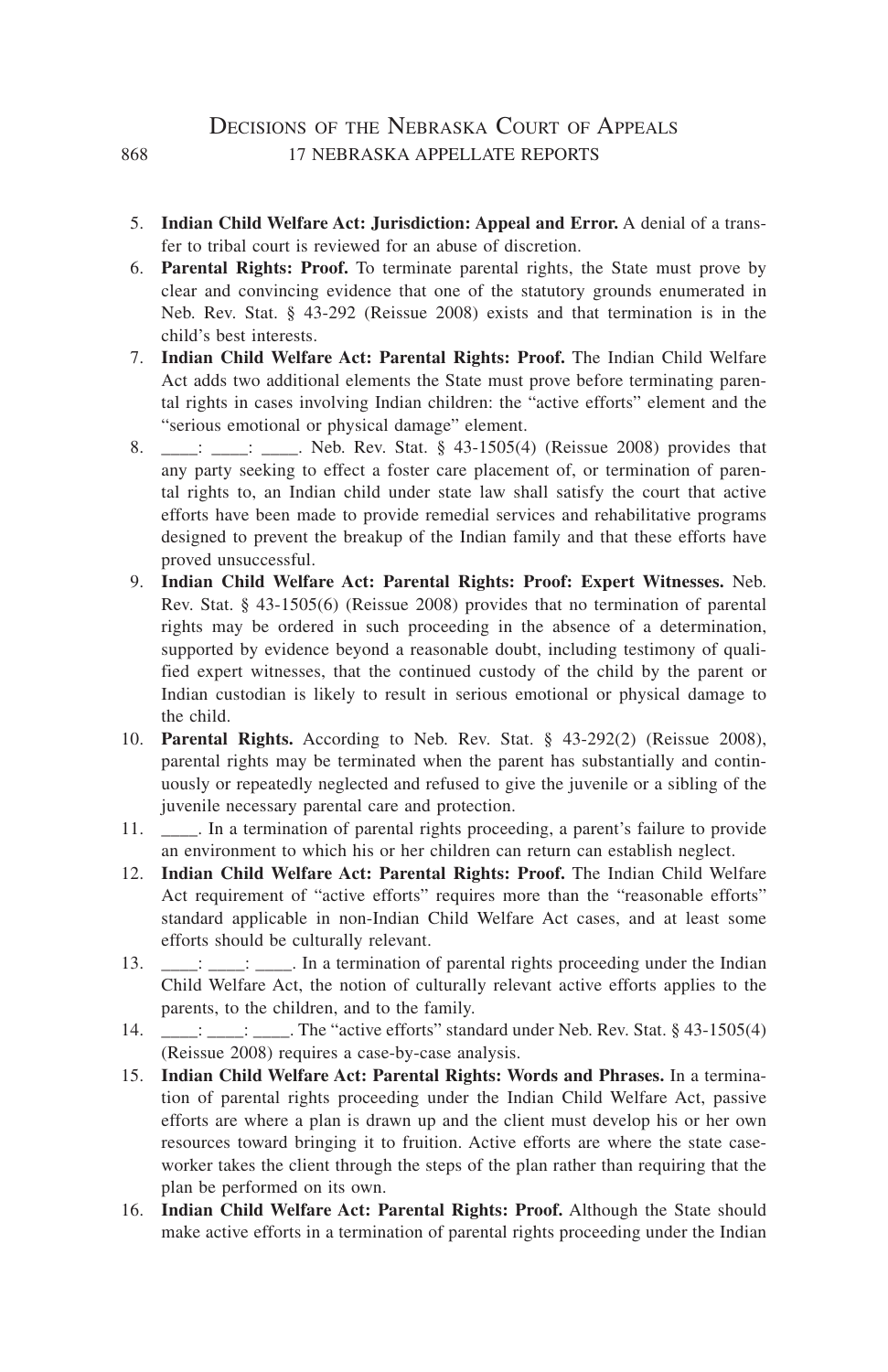5. **Indian Child Welfare Act: Jurisdiction: Appeal and Error.** A denial of a transfer to tribal court is reviewed for an abuse of discretion.
6. **Parental Rights: Proof.** To terminate parental rights, the State must prove by clear and convincing evidence that one of the statutory grounds enumerated in Neb. Rev. Stat. § 43-292 (Reissue 2008) exists and that termination is in the child's best interests.
7. **Indian Child Welfare Act: Parental Rights: Proof.** The Indian Child Welfare Act adds two additional elements the State must prove before terminating parental rights in cases involving Indian children: the "active efforts" element and the "serious emotional or physical damage" element.
8. ____: ____: ____. Neb. Rev. Stat. § 43-1505(4) (Reissue 2008) provides that any party seeking to effect a foster care placement of, or termination of parental rights to, an Indian child under state law shall satisfy the court that active efforts have been made to provide remedial services and rehabilitative programs designed to prevent the breakup of the Indian family and that these efforts have proved unsuccessful.
9. **Indian Child Welfare Act: Parental Rights: Proof: Expert Witnesses.** Neb. Rev. Stat. § 43-1505(6) (Reissue 2008) provides that no termination of parental rights may be ordered in such proceeding in the absence of a determination, supported by evidence beyond a reasonable doubt, including testimony of qualified expert witnesses, that the continued custody of the child by the parent or Indian custodian is likely to result in serious emotional or physical damage to the child.
10. **Parental Rights.** According to Neb. Rev. Stat. § 43-292(2) (Reissue 2008), parental rights may be terminated when the parent has substantially and continuously or repeatedly neglected and refused to give the juvenile or a sibling of the juvenile necessary parental care and protection.
11. ____. In a termination of parental rights proceeding, a parent's failure to provide an environment to which his or her children can return can establish neglect.
12. **Indian Child Welfare Act: Parental Rights: Proof.** The Indian Child Welfare Act requirement of "active efforts" requires more than the "reasonable efforts" standard applicable in non-Indian Child Welfare Act cases, and at least some efforts should be culturally relevant.
13. ____: ____: ____. In a termination of parental rights proceeding under the Indian Child Welfare Act, the notion of culturally relevant active efforts applies to the parents, to the children, and to the family.
14. ____: ____: ____. The "active efforts" standard under Neb. Rev. Stat. § 43-1505(4) (Reissue 2008) requires a case-by-case analysis.
15. **Indian Child Welfare Act: Parental Rights: Words and Phrases.** In a termination of parental rights proceeding under the Indian Child Welfare Act, passive efforts are where a plan is drawn up and the client must develop his or her own resources toward bringing it to fruition. Active efforts are where the state caseworker takes the client through the steps of the plan rather than requiring that the plan be performed on its own.
16. **Indian Child Welfare Act: Parental Rights: Proof.** Although the State should make active efforts in a termination of parental rights proceeding under the Indian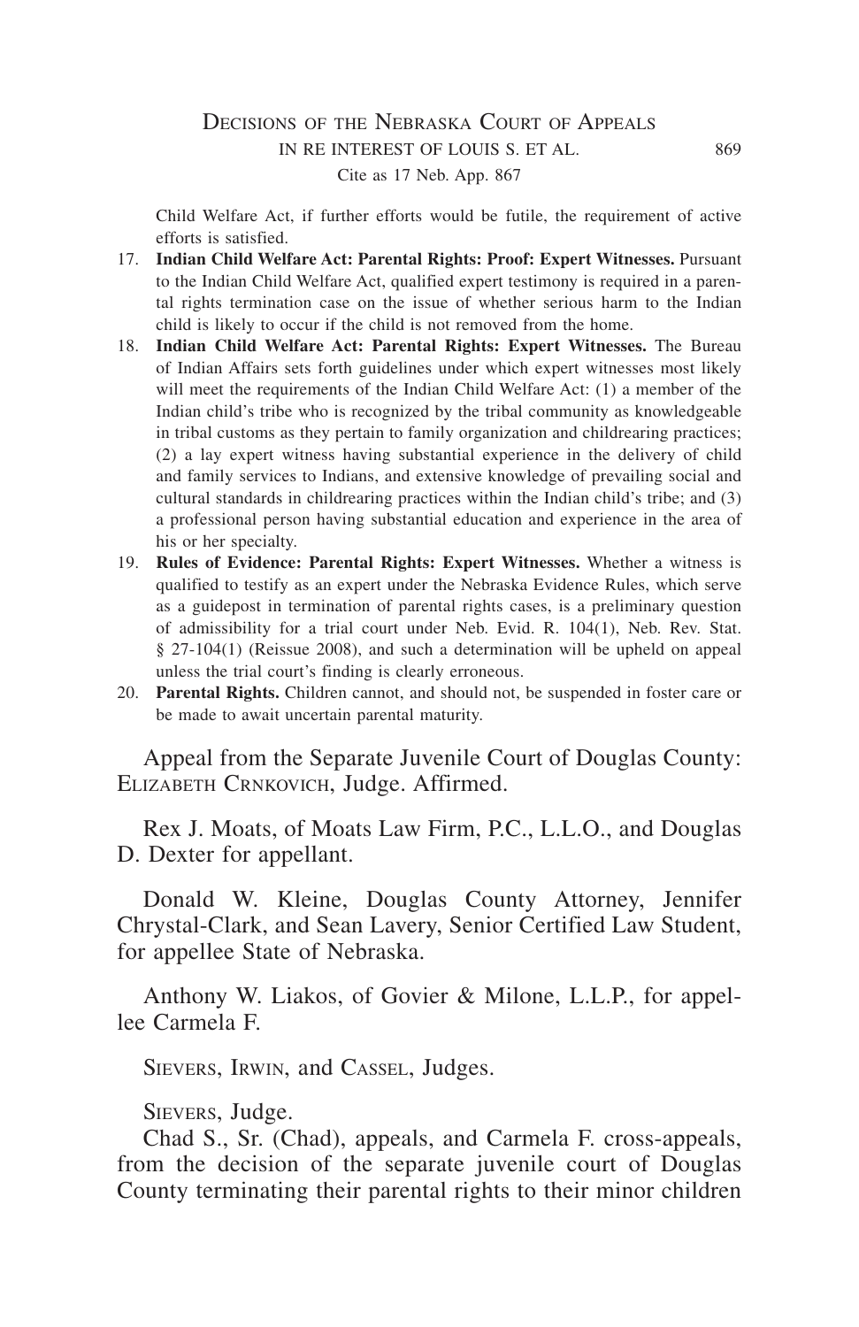Child Welfare Act, if further efforts would be futile, the requirement of active efforts is satisfied.

17. **Indian Child Welfare Act: Parental Rights: Proof: Expert Witnesses.** Pursuant to the Indian Child Welfare Act, qualified expert testimony is required in a parental rights termination case on the issue of whether serious harm to the Indian child is likely to occur if the child is not removed from the home.
18. **Indian Child Welfare Act: Parental Rights: Expert Witnesses.** The Bureau of Indian Affairs sets forth guidelines under which expert witnesses most likely will meet the requirements of the Indian Child Welfare Act: (1) a member of the Indian child's tribe who is recognized by the tribal community as knowledgeable in tribal customs as they pertain to family organization and childrearing practices; (2) a lay expert witness having substantial experience in the delivery of child and family services to Indians, and extensive knowledge of prevailing social and cultural standards in childrearing practices within the Indian child's tribe; and (3) a professional person having substantial education and experience in the area of his or her specialty.
19. **Rules of Evidence: Parental Rights: Expert Witnesses.** Whether a witness is qualified to testify as an expert under the Nebraska Evidence Rules, which serve as a guidepost in termination of parental rights cases, is a preliminary question of admissibility for a trial court under Neb. Evid. R. 104(1), Neb. Rev. Stat. § 27-104(1) (Reissue 2008), and such a determination will be upheld on appeal unless the trial court's finding is clearly erroneous.
20. **Parental Rights.** Children cannot, and should not, be suspended in foster care or be made to await uncertain parental maturity.

Appeal from the Separate Juvenile Court of Douglas County: Elizabeth Crnkovich, Judge. Affirmed.

Rex J. Moats, of Moats Law Firm, P.C., L.L.O., and Douglas D. Dexter for appellant.

Donald W. Kleine, Douglas County Attorney, Jennifer Chrystal-Clark, and Sean Lavery, Senior Certified Law Student, for appellee State of Nebraska.

Anthony W. Liakos, of Govier & Milone, L.L.P., for appellee Carmela F.

Sievers, Irwin, and Cassel, Judges.

Sievers, Judge.

Chad S., Sr. (Chad), appeals, and Carmela F. cross-appeals, from the decision of the separate juvenile court of Douglas County terminating their parental rights to their minor children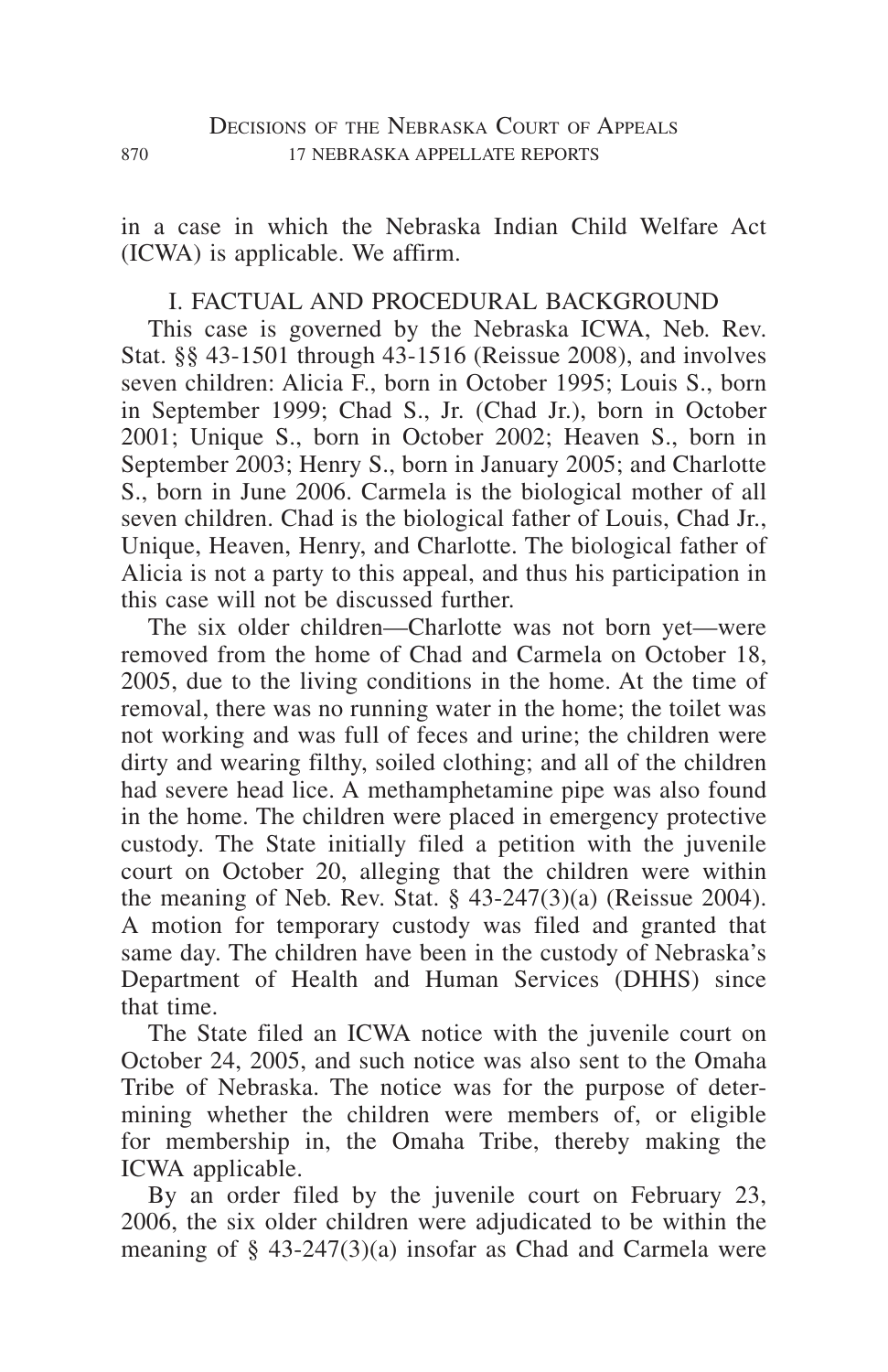in a case in which the Nebraska Indian Child Welfare Act (ICWA) is applicable. We affirm.

## I. FACTUAL AND PROCEDURAL BACKGROUND

This case is governed by the Nebraska ICWA, Neb. Rev. Stat. §§ 43-1501 through 43-1516 (Reissue 2008), and involves seven children: Alicia F., born in October 1995; Louis S., born in September 1999; Chad S., Jr. (Chad Jr.), born in October 2001; Unique S., born in October 2002; Heaven S., born in September 2003; Henry S., born in January 2005; and Charlotte S., born in June 2006. Carmela is the biological mother of all seven children. Chad is the biological father of Louis, Chad Jr., Unique, Heaven, Henry, and Charlotte. The biological father of Alicia is not a party to this appeal, and thus his participation in this case will not be discussed further.

The six older children—Charlotte was not born yet—were removed from the home of Chad and Carmela on October 18, 2005, due to the living conditions in the home. At the time of removal, there was no running water in the home; the toilet was not working and was full of feces and urine; the children were dirty and wearing filthy, soiled clothing; and all of the children had severe head lice. A methamphetamine pipe was also found in the home. The children were placed in emergency protective custody. The State initially filed a petition with the juvenile court on October 20, alleging that the children were within the meaning of Neb. Rev. Stat. § 43-247(3)(a) (Reissue 2004). A motion for temporary custody was filed and granted that same day. The children have been in the custody of Nebraska's Department of Health and Human Services (DHHS) since that time.

The State filed an ICWA notice with the juvenile court on October 24, 2005, and such notice was also sent to the Omaha Tribe of Nebraska. The notice was for the purpose of determining whether the children were members of, or eligible for membership in, the Omaha Tribe, thereby making the ICWA applicable.

By an order filed by the juvenile court on February 23, 2006, the six older children were adjudicated to be within the meaning of § 43-247(3)(a) insofar as Chad and Carmela were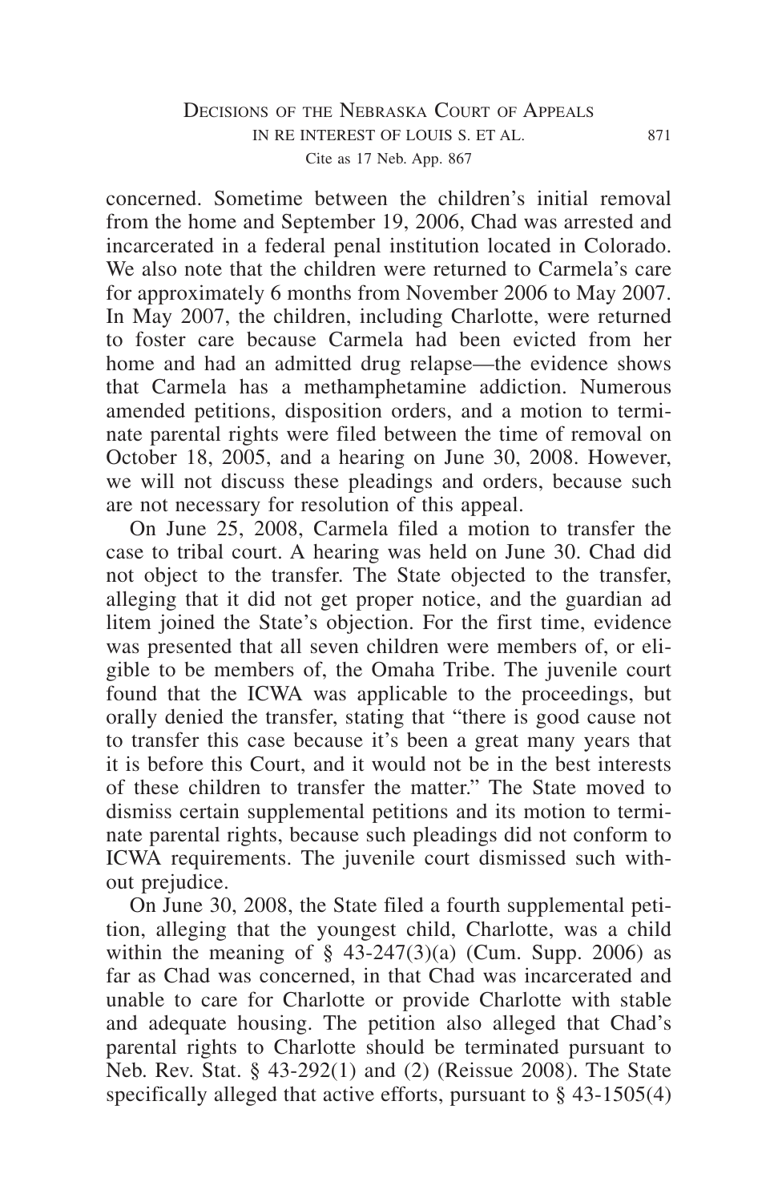concerned. Sometime between the children's initial removal from the home and September 19, 2006, Chad was arrested and incarcerated in a federal penal institution located in Colorado. We also note that the children were returned to Carmela's care for approximately 6 months from November 2006 to May 2007. In May 2007, the children, including Charlotte, were returned to foster care because Carmela had been evicted from her home and had an admitted drug relapse—the evidence shows that Carmela has a methamphetamine addiction. Numerous amended petitions, disposition orders, and a motion to terminate parental rights were filed between the time of removal on October 18, 2005, and a hearing on June 30, 2008. However, we will not discuss these pleadings and orders, because such are not necessary for resolution of this appeal.

On June 25, 2008, Carmela filed a motion to transfer the case to tribal court. A hearing was held on June 30. Chad did not object to the transfer. The State objected to the transfer, alleging that it did not get proper notice, and the guardian ad litem joined the State's objection. For the first time, evidence was presented that all seven children were members of, or eligible to be members of, the Omaha Tribe. The juvenile court found that the ICWA was applicable to the proceedings, but orally denied the transfer, stating that "there is good cause not to transfer this case because it's been a great many years that it is before this Court, and it would not be in the best interests of these children to transfer the matter." The State moved to dismiss certain supplemental petitions and its motion to terminate parental rights, because such pleadings did not conform to ICWA requirements. The juvenile court dismissed such without prejudice.

On June 30, 2008, the State filed a fourth supplemental petition, alleging that the youngest child, Charlotte, was a child within the meaning of § 43-247(3)(a) (Cum. Supp. 2006) as far as Chad was concerned, in that Chad was incarcerated and unable to care for Charlotte or provide Charlotte with stable and adequate housing. The petition also alleged that Chad's parental rights to Charlotte should be terminated pursuant to Neb. Rev. Stat. § 43-292(1) and (2) (Reissue 2008). The State specifically alleged that active efforts, pursuant to § 43-1505(4)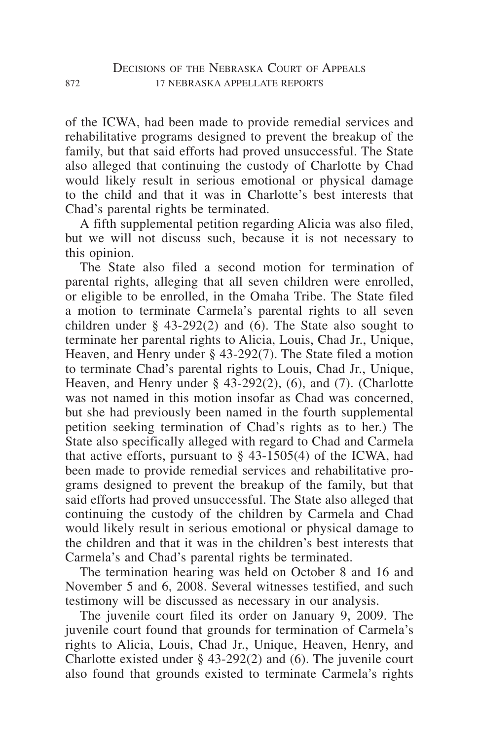of the ICWA, had been made to provide remedial services and rehabilitative programs designed to prevent the breakup of the family, but that said efforts had proved unsuccessful. The State also alleged that continuing the custody of Charlotte by Chad would likely result in serious emotional or physical damage to the child and that it was in Charlotte's best interests that Chad's parental rights be terminated.

A fifth supplemental petition regarding Alicia was also filed, but we will not discuss such, because it is not necessary to this opinion.

The State also filed a second motion for termination of parental rights, alleging that all seven children were enrolled, or eligible to be enrolled, in the Omaha Tribe. The State filed a motion to terminate Carmela's parental rights to all seven children under § 43-292(2) and (6). The State also sought to terminate her parental rights to Alicia, Louis, Chad Jr., Unique, Heaven, and Henry under § 43-292(7). The State filed a motion to terminate Chad's parental rights to Louis, Chad Jr., Unique, Heaven, and Henry under § 43-292(2), (6), and (7). (Charlotte was not named in this motion insofar as Chad was concerned, but she had previously been named in the fourth supplemental petition seeking termination of Chad's rights as to her.) The State also specifically alleged with regard to Chad and Carmela that active efforts, pursuant to § 43-1505(4) of the ICWA, had been made to provide remedial services and rehabilitative programs designed to prevent the breakup of the family, but that said efforts had proved unsuccessful. The State also alleged that continuing the custody of the children by Carmela and Chad would likely result in serious emotional or physical damage to the children and that it was in the children's best interests that Carmela's and Chad's parental rights be terminated.

The termination hearing was held on October 8 and 16 and November 5 and 6, 2008. Several witnesses testified, and such testimony will be discussed as necessary in our analysis.

The juvenile court filed its order on January 9, 2009. The juvenile court found that grounds for termination of Carmela's rights to Alicia, Louis, Chad Jr., Unique, Heaven, Henry, and Charlotte existed under § 43-292(2) and (6). The juvenile court also found that grounds existed to terminate Carmela's rights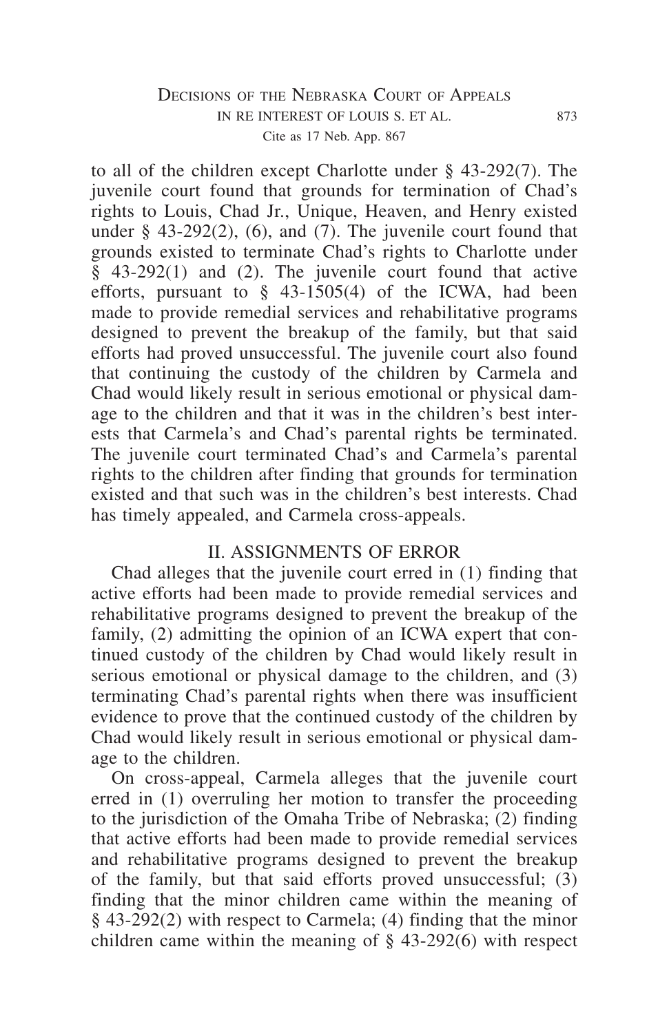to all of the children except Charlotte under § 43-292(7). The juvenile court found that grounds for termination of Chad's rights to Louis, Chad Jr., Unique, Heaven, and Henry existed under § 43-292(2), (6), and (7). The juvenile court found that grounds existed to terminate Chad's rights to Charlotte under § 43-292(1) and (2). The juvenile court found that active efforts, pursuant to § 43-1505(4) of the ICWA, had been made to provide remedial services and rehabilitative programs designed to prevent the breakup of the family, but that said efforts had proved unsuccessful. The juvenile court also found that continuing the custody of the children by Carmela and Chad would likely result in serious emotional or physical damage to the children and that it was in the children's best interests that Carmela's and Chad's parental rights be terminated. The juvenile court terminated Chad's and Carmela's parental rights to the children after finding that grounds for termination existed and that such was in the children's best interests. Chad has timely appealed, and Carmela cross-appeals.

## II. ASSIGNMENTS OF ERROR

Chad alleges that the juvenile court erred in (1) finding that active efforts had been made to provide remedial services and rehabilitative programs designed to prevent the breakup of the family, (2) admitting the opinion of an ICWA expert that continued custody of the children by Chad would likely result in serious emotional or physical damage to the children, and (3) terminating Chad's parental rights when there was insufficient evidence to prove that the continued custody of the children by Chad would likely result in serious emotional or physical damage to the children.

On cross-appeal, Carmela alleges that the juvenile court erred in (1) overruling her motion to transfer the proceeding to the jurisdiction of the Omaha Tribe of Nebraska; (2) finding that active efforts had been made to provide remedial services and rehabilitative programs designed to prevent the breakup of the family, but that said efforts proved unsuccessful; (3) finding that the minor children came within the meaning of § 43-292(2) with respect to Carmela; (4) finding that the minor children came within the meaning of § 43-292(6) with respect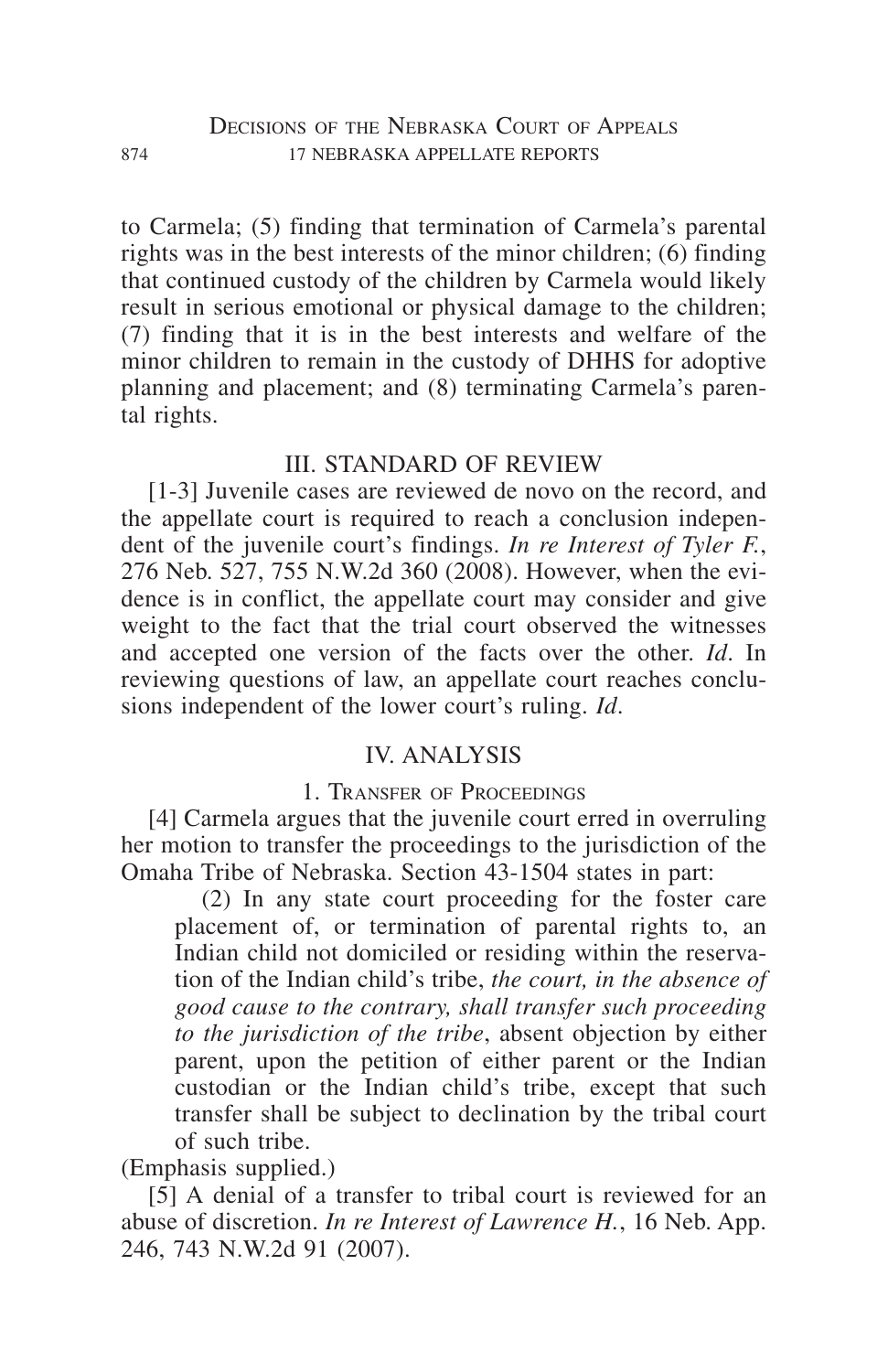to Carmela; (5) finding that termination of Carmela's parental rights was in the best interests of the minor children; (6) finding that continued custody of the children by Carmela would likely result in serious emotional or physical damage to the children; (7) finding that it is in the best interests and welfare of the minor children to remain in the custody of DHHS for adoptive planning and placement; and (8) terminating Carmela's parental rights.

## III. STANDARD OF REVIEW

[1-3] Juvenile cases are reviewed de novo on the record, and the appellate court is required to reach a conclusion independent of the juvenile court's findings. *In re Interest of Tyler F.*, 276 Neb. 527, 755 N.W.2d 360 (2008). However, when the evidence is in conflict, the appellate court may consider and give weight to the fact that the trial court observed the witnesses and accepted one version of the facts over the other. *Id*. In reviewing questions of law, an appellate court reaches conclusions independent of the lower court's ruling. *Id*.

## IV. ANALYSIS

### 1. Transfer of Proceedings

[4] Carmela argues that the juvenile court erred in overruling her motion to transfer the proceedings to the jurisdiction of the Omaha Tribe of Nebraska. Section 43-1504 states in part:

> (2) In any state court proceeding for the foster care placement of, or termination of parental rights to, an Indian child not domiciled or residing within the reservation of the Indian child's tribe, *the court, in the absence of good cause to the contrary, shall transfer such proceeding to the jurisdiction of the tribe*, absent objection by either parent, upon the petition of either parent or the Indian custodian or the Indian child's tribe, except that such transfer shall be subject to declination by the tribal court of such tribe.

(Emphasis supplied.)

[5] A denial of a transfer to tribal court is reviewed for an abuse of discretion. *In re Interest of Lawrence H.*, 16 Neb. App. 246, 743 N.W.2d 91 (2007).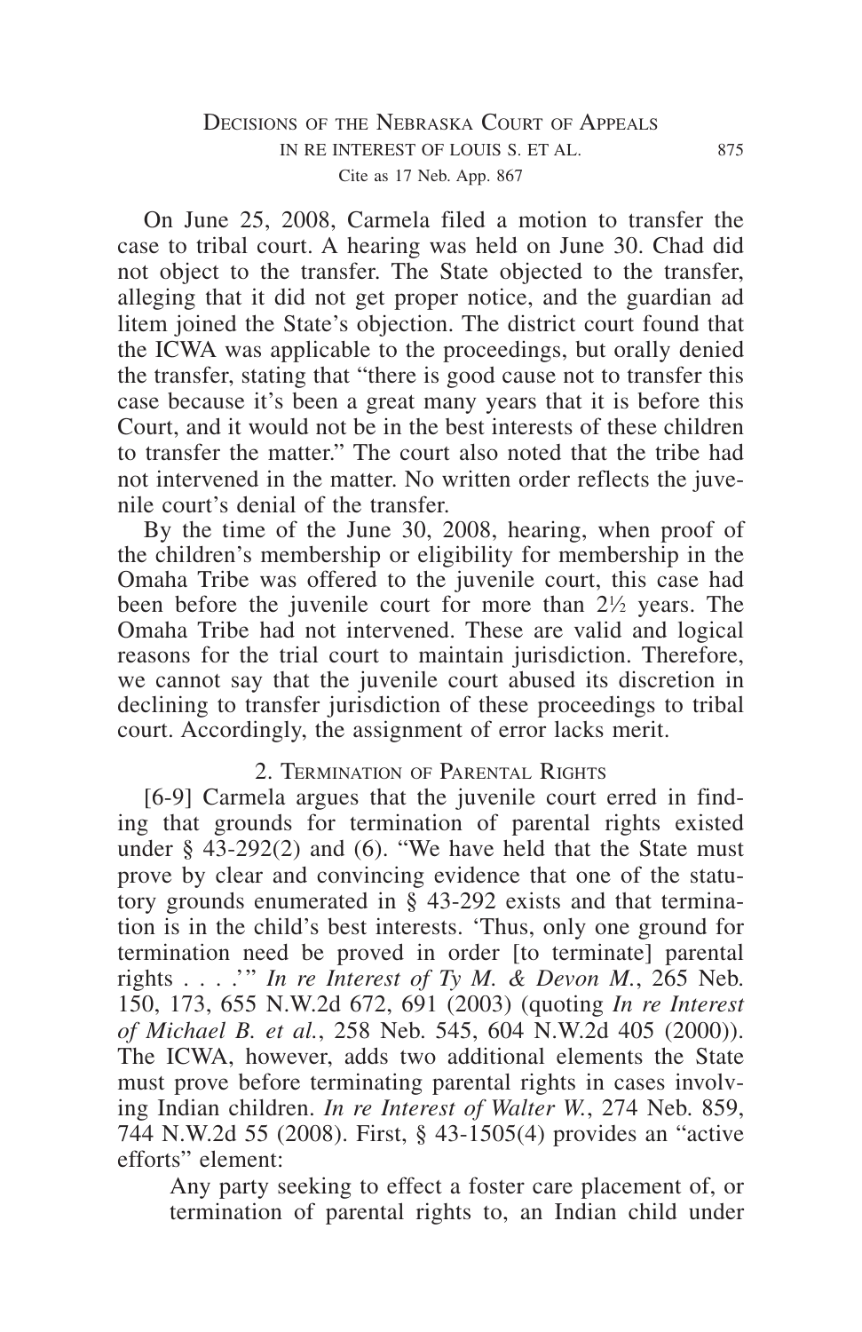On June 25, 2008, Carmela filed a motion to transfer the case to tribal court. A hearing was held on June 30. Chad did not object to the transfer. The State objected to the transfer, alleging that it did not get proper notice, and the guardian ad litem joined the State's objection. The district court found that the ICWA was applicable to the proceedings, but orally denied the transfer, stating that "there is good cause not to transfer this case because it's been a great many years that it is before this Court, and it would not be in the best interests of these children to transfer the matter." The court also noted that the tribe had not intervened in the matter. No written order reflects the juvenile court's denial of the transfer.

By the time of the June 30, 2008, hearing, when proof of the children's membership or eligibility for membership in the Omaha Tribe was offered to the juvenile court, this case had been before the juvenile court for more than 2½ years. The Omaha Tribe had not intervened. These are valid and logical reasons for the trial court to maintain jurisdiction. Therefore, we cannot say that the juvenile court abused its discretion in declining to transfer jurisdiction of these proceedings to tribal court. Accordingly, the assignment of error lacks merit.

### 2. Termination of Parental Rights

[6-9] Carmela argues that the juvenile court erred in finding that grounds for termination of parental rights existed under § 43-292(2) and (6). "We have held that the State must prove by clear and convincing evidence that one of the statutory grounds enumerated in § 43-292 exists and that termination is in the child's best interests. 'Thus, only one ground for termination need be proved in order [to terminate] parental rights . . . .'" *In re Interest of Ty M. & Devon M.*, 265 Neb. 150, 173, 655 N.W.2d 672, 691 (2003) (quoting *In re Interest of Michael B. et al.*, 258 Neb. 545, 604 N.W.2d 405 (2000)). The ICWA, however, adds two additional elements the State must prove before terminating parental rights in cases involving Indian children. *In re Interest of Walter W.*, 274 Neb. 859, 744 N.W.2d 55 (2008). First, § 43-1505(4) provides an "active efforts" element:

> Any party seeking to effect a foster care placement of, or termination of parental rights to, an Indian child under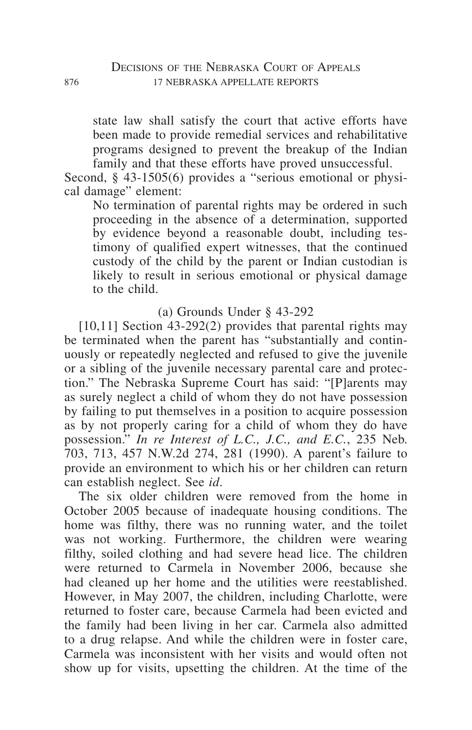> state law shall satisfy the court that active efforts have been made to provide remedial services and rehabilitative programs designed to prevent the breakup of the Indian family and that these efforts have proved unsuccessful.

Second, § 43-1505(6) provides a "serious emotional or physical damage" element:

> No termination of parental rights may be ordered in such proceeding in the absence of a determination, supported by evidence beyond a reasonable doubt, including testimony of qualified expert witnesses, that the continued custody of the child by the parent or Indian custodian is likely to result in serious emotional or physical damage to the child.

(a) Grounds Under § 43-292

[10,11] Section 43-292(2) provides that parental rights may be terminated when the parent has "substantially and continuously or repeatedly neglected and refused to give the juvenile or a sibling of the juvenile necessary parental care and protection." The Nebraska Supreme Court has said: "[P]arents may as surely neglect a child of whom they do not have possession by failing to put themselves in a position to acquire possession as by not properly caring for a child of whom they do have possession." *In re Interest of L.C., J.C., and E.C.*, 235 Neb. 703, 713, 457 N.W.2d 274, 281 (1990). A parent's failure to provide an environment to which his or her children can return can establish neglect. See *id.*

The six older children were removed from the home in October 2005 because of inadequate housing conditions. The home was filthy, there was no running water, and the toilet was not working. Furthermore, the children were wearing filthy, soiled clothing and had severe head lice. The children were returned to Carmela in November 2006, because she had cleaned up her home and the utilities were reestablished. However, in May 2007, the children, including Charlotte, were returned to foster care, because Carmela had been evicted and the family had been living in her car. Carmela also admitted to a drug relapse. And while the children were in foster care, Carmela was inconsistent with her visits and would often not show up for visits, upsetting the children. At the time of the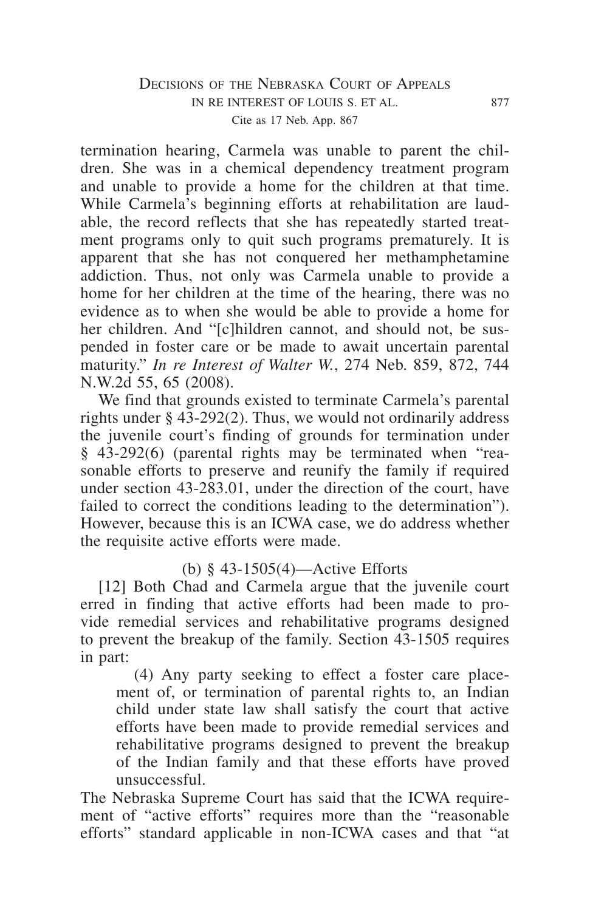termination hearing, Carmela was unable to parent the children. She was in a chemical dependency treatment program and unable to provide a home for the children at that time. While Carmela's beginning efforts at rehabilitation are laudable, the record reflects that she has repeatedly started treatment programs only to quit such programs prematurely. It is apparent that she has not conquered her methamphetamine addiction. Thus, not only was Carmela unable to provide a home for her children at the time of the hearing, there was no evidence as to when she would be able to provide a home for her children. And "[c]hildren cannot, and should not, be suspended in foster care or be made to await uncertain parental maturity." *In re Interest of Walter W.*, 274 Neb. 859, 872, 744 N.W.2d 55, 65 (2008).

We find that grounds existed to terminate Carmela's parental rights under § 43-292(2). Thus, we would not ordinarily address the juvenile court's finding of grounds for termination under § 43-292(6) (parental rights may be terminated when "reasonable efforts to preserve and reunify the family if required under section 43-283.01, under the direction of the court, have failed to correct the conditions leading to the determination"). However, because this is an ICWA case, we do address whether the requisite active efforts were made.

(b) § 43-1505(4)—Active Efforts

[12] Both Chad and Carmela argue that the juvenile court erred in finding that active efforts had been made to provide remedial services and rehabilitative programs designed to prevent the breakup of the family. Section 43-1505 requires in part:

> (4) Any party seeking to effect a foster care placement of, or termination of parental rights to, an Indian child under state law shall satisfy the court that active efforts have been made to provide remedial services and rehabilitative programs designed to prevent the breakup of the Indian family and that these efforts have proved unsuccessful.

The Nebraska Supreme Court has said that the ICWA requirement of "active efforts" requires more than the "reasonable efforts" standard applicable in non-ICWA cases and that "at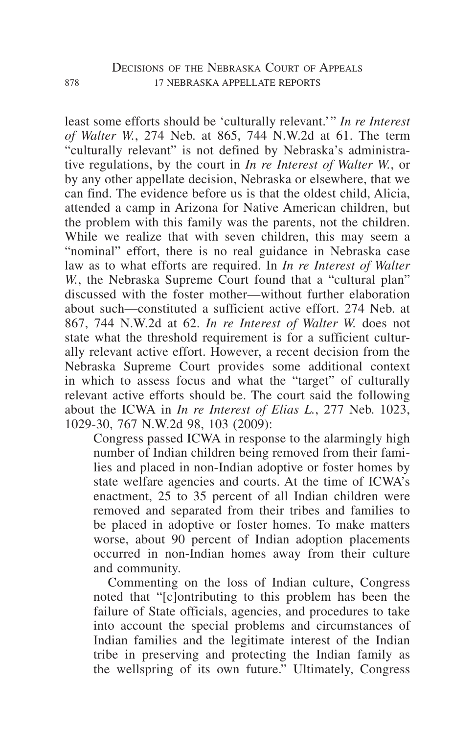least some efforts should be 'culturally relevant.'" *In re Interest of Walter W.*, 274 Neb. at 865, 744 N.W.2d at 61. The term "culturally relevant" is not defined by Nebraska's administrative regulations, by the court in *In re Interest of Walter W.*, or by any other appellate decision, Nebraska or elsewhere, that we can find. The evidence before us is that the oldest child, Alicia, attended a camp in Arizona for Native American children, but the problem with this family was the parents, not the children. While we realize that with seven children, this may seem a "nominal" effort, there is no real guidance in Nebraska case law as to what efforts are required. In *In re Interest of Walter W.*, the Nebraska Supreme Court found that a "cultural plan" discussed with the foster mother—without further elaboration about such—constituted a sufficient active effort. 274 Neb. at 867, 744 N.W.2d at 62. *In re Interest of Walter W.* does not state what the threshold requirement is for a sufficient culturally relevant active effort. However, a recent decision from the Nebraska Supreme Court provides some additional context in which to assess focus and what the "target" of culturally relevant active efforts should be. The court said the following about the ICWA in *In re Interest of Elias L.*, 277 Neb. 1023, 1029-30, 767 N.W.2d 98, 103 (2009):

> Congress passed ICWA in response to the alarmingly high number of Indian children being removed from their families and placed in non-Indian adoptive or foster homes by state welfare agencies and courts. At the time of ICWA's enactment, 25 to 35 percent of all Indian children were removed and separated from their tribes and families to be placed in adoptive or foster homes. To make matters worse, about 90 percent of Indian adoption placements occurred in non-Indian homes away from their culture and community.
>
> Commenting on the loss of Indian culture, Congress noted that "[c]ontributing to this problem has been the failure of State officials, agencies, and procedures to take into account the special problems and circumstances of Indian families and the legitimate interest of the Indian tribe in preserving and protecting the Indian family as the wellspring of its own future." Ultimately, Congress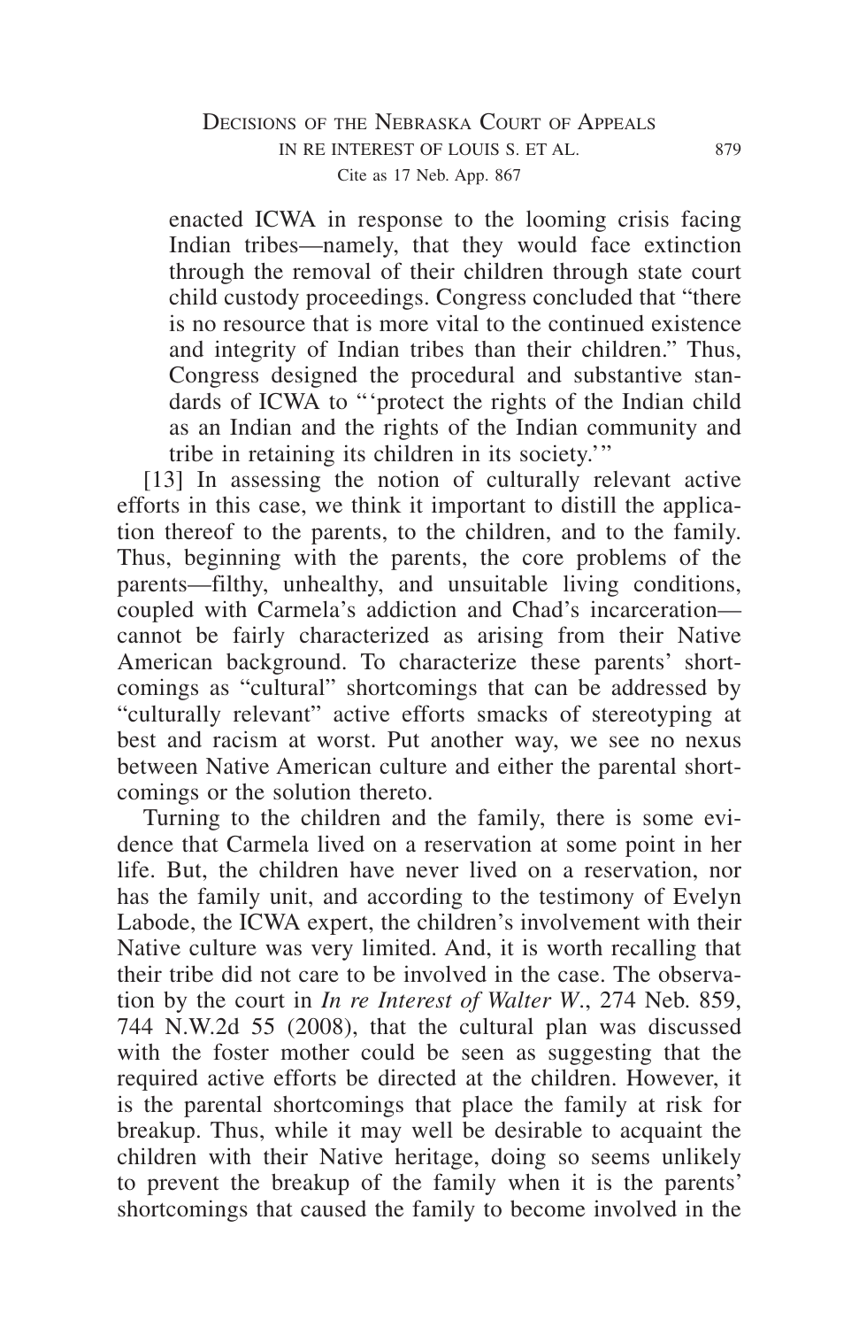enacted ICWA in response to the looming crisis facing Indian tribes—namely, that they would face extinction through the removal of their children through state court child custody proceedings. Congress concluded that "there is no resource that is more vital to the continued existence and integrity of Indian tribes than their children." Thus, Congress designed the procedural and substantive standards of ICWA to "'protect the rights of the Indian child as an Indian and the rights of the Indian community and tribe in retaining its children in its society.'"

[13] In assessing the notion of culturally relevant active efforts in this case, we think it important to distill the application thereof to the parents, to the children, and to the family. Thus, beginning with the parents, the core problems of the parents—filthy, unhealthy, and unsuitable living conditions, coupled with Carmela's addiction and Chad's incarceration—cannot be fairly characterized as arising from their Native American background. To characterize these parents' shortcomings as "cultural" shortcomings that can be addressed by "culturally relevant" active efforts smacks of stereotyping at best and racism at worst. Put another way, we see no nexus between Native American culture and either the parental shortcomings or the solution thereto.

Turning to the children and the family, there is some evidence that Carmela lived on a reservation at some point in her life. But, the children have never lived on a reservation, nor has the family unit, and according to the testimony of Evelyn Labode, the ICWA expert, the children's involvement with their Native culture was very limited. And, it is worth recalling that their tribe did not care to be involved in the case. The observation by the court in *In re Interest of Walter W.*, 274 Neb. 859, 744 N.W.2d 55 (2008), that the cultural plan was discussed with the foster mother could be seen as suggesting that the required active efforts be directed at the children. However, it is the parental shortcomings that place the family at risk for breakup. Thus, while it may well be desirable to acquaint the children with their Native heritage, doing so seems unlikely to prevent the breakup of the family when it is the parents' shortcomings that caused the family to become involved in the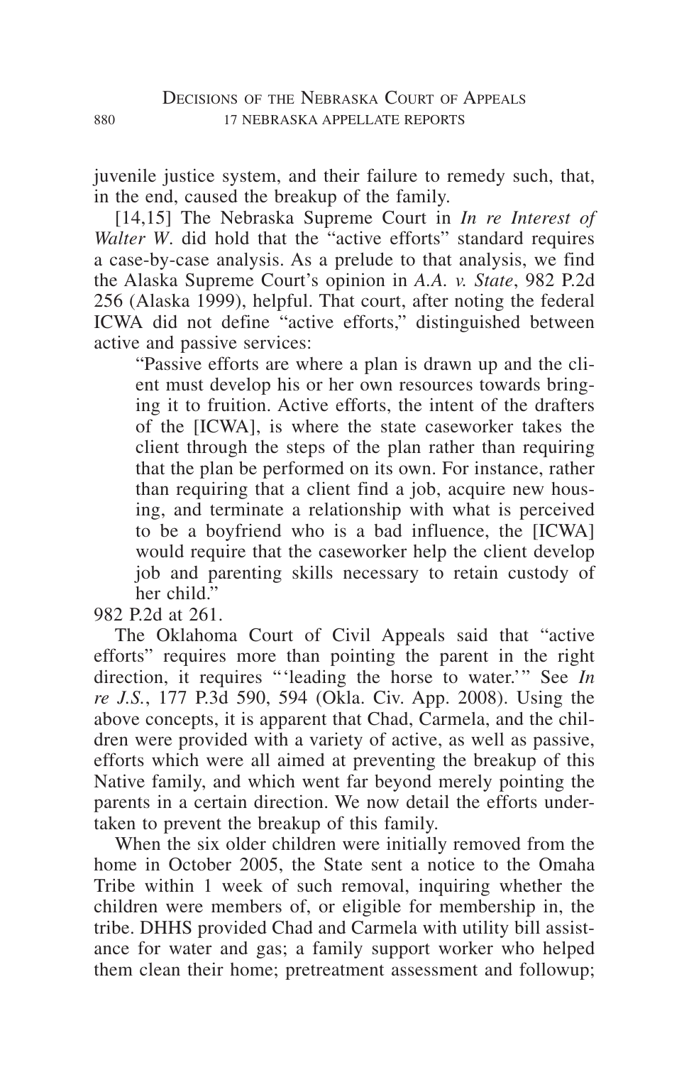juvenile justice system, and their failure to remedy such, that, in the end, caused the breakup of the family.

[14,15] The Nebraska Supreme Court in *In re Interest of Walter W*. did hold that the "active efforts" standard requires a case-by-case analysis. As a prelude to that analysis, we find the Alaska Supreme Court's opinion in *A.A. v. State*, 982 P.2d 256 (Alaska 1999), helpful. That court, after noting the federal ICWA did not define "active efforts," distinguished between active and passive services:

> "Passive efforts are where a plan is drawn up and the client must develop his or her own resources towards bringing it to fruition. Active efforts, the intent of the drafters of the [ICWA], is where the state caseworker takes the client through the steps of the plan rather than requiring that the plan be performed on its own. For instance, rather than requiring that a client find a job, acquire new housing, and terminate a relationship with what is perceived to be a boyfriend who is a bad influence, the [ICWA] would require that the caseworker help the client develop job and parenting skills necessary to retain custody of her child."

982 P.2d at 261.

The Oklahoma Court of Civil Appeals said that "active efforts" requires more than pointing the parent in the right direction, it requires "'leading the horse to water.'" See *In re J.S.*, 177 P.3d 590, 594 (Okla. Civ. App. 2008). Using the above concepts, it is apparent that Chad, Carmela, and the children were provided with a variety of active, as well as passive, efforts which were all aimed at preventing the breakup of this Native family, and which went far beyond merely pointing the parents in a certain direction. We now detail the efforts undertaken to prevent the breakup of this family.

When the six older children were initially removed from the home in October 2005, the State sent a notice to the Omaha Tribe within 1 week of such removal, inquiring whether the children were members of, or eligible for membership in, the tribe. DHHS provided Chad and Carmela with utility bill assistance for water and gas; a family support worker who helped them clean their home; pretreatment assessment and followup;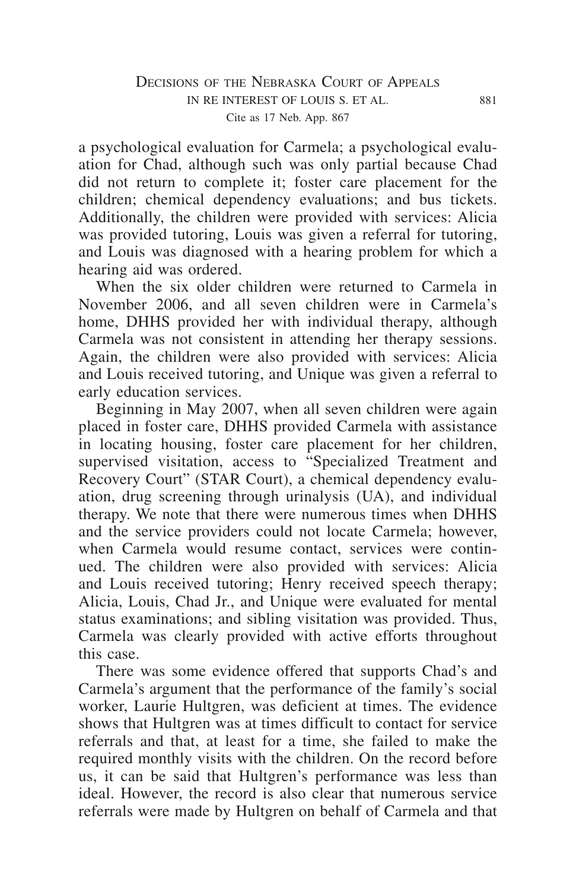a psychological evaluation for Carmela; a psychological evaluation for Chad, although such was only partial because Chad did not return to complete it; foster care placement for the children; chemical dependency evaluations; and bus tickets. Additionally, the children were provided with services: Alicia was provided tutoring, Louis was given a referral for tutoring, and Louis was diagnosed with a hearing problem for which a hearing aid was ordered.

When the six older children were returned to Carmela in November 2006, and all seven children were in Carmela's home, DHHS provided her with individual therapy, although Carmela was not consistent in attending her therapy sessions. Again, the children were also provided with services: Alicia and Louis received tutoring, and Unique was given a referral to early education services.

Beginning in May 2007, when all seven children were again placed in foster care, DHHS provided Carmela with assistance in locating housing, foster care placement for her children, supervised visitation, access to "Specialized Treatment and Recovery Court" (STAR Court), a chemical dependency evaluation, drug screening through urinalysis (UA), and individual therapy. We note that there were numerous times when DHHS and the service providers could not locate Carmela; however, when Carmela would resume contact, services were continued. The children were also provided with services: Alicia and Louis received tutoring; Henry received speech therapy; Alicia, Louis, Chad Jr., and Unique were evaluated for mental status examinations; and sibling visitation was provided. Thus, Carmela was clearly provided with active efforts throughout this case.

There was some evidence offered that supports Chad's and Carmela's argument that the performance of the family's social worker, Laurie Hultgren, was deficient at times. The evidence shows that Hultgren was at times difficult to contact for service referrals and that, at least for a time, she failed to make the required monthly visits with the children. On the record before us, it can be said that Hultgren's performance was less than ideal. However, the record is also clear that numerous service referrals were made by Hultgren on behalf of Carmela and that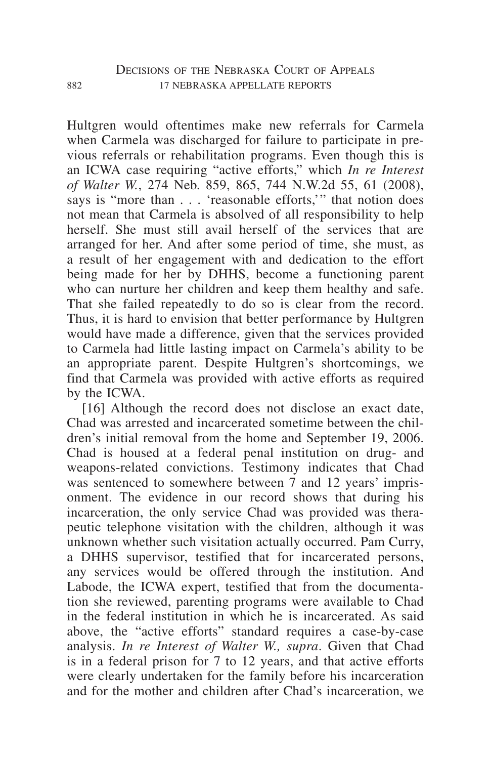Hultgren would oftentimes make new referrals for Carmela when Carmela was discharged for failure to participate in previous referrals or rehabilitation programs. Even though this is an ICWA case requiring "active efforts," which *In re Interest of Walter W.*, 274 Neb. 859, 865, 744 N.W.2d 55, 61 (2008), says is "more than . . . 'reasonable efforts,'" that notion does not mean that Carmela is absolved of all responsibility to help herself. She must still avail herself of the services that are arranged for her. And after some period of time, she must, as a result of her engagement with and dedication to the effort being made for her by DHHS, become a functioning parent who can nurture her children and keep them healthy and safe. That she failed repeatedly to do so is clear from the record. Thus, it is hard to envision that better performance by Hultgren would have made a difference, given that the services provided to Carmela had little lasting impact on Carmela's ability to be an appropriate parent. Despite Hultgren's shortcomings, we find that Carmela was provided with active efforts as required by the ICWA.

[16] Although the record does not disclose an exact date, Chad was arrested and incarcerated sometime between the children's initial removal from the home and September 19, 2006. Chad is housed at a federal penal institution on drug- and weapons-related convictions. Testimony indicates that Chad was sentenced to somewhere between 7 and 12 years' imprisonment. The evidence in our record shows that during his incarceration, the only service Chad was provided was therapeutic telephone visitation with the children, although it was unknown whether such visitation actually occurred. Pam Curry, a DHHS supervisor, testified that for incarcerated persons, any services would be offered through the institution. And Labode, the ICWA expert, testified that from the documentation she reviewed, parenting programs were available to Chad in the federal institution in which he is incarcerated. As said above, the "active efforts" standard requires a case-by-case analysis. *In re Interest of Walter W., supra*. Given that Chad is in a federal prison for 7 to 12 years, and that active efforts were clearly undertaken for the family before his incarceration and for the mother and children after Chad's incarceration, we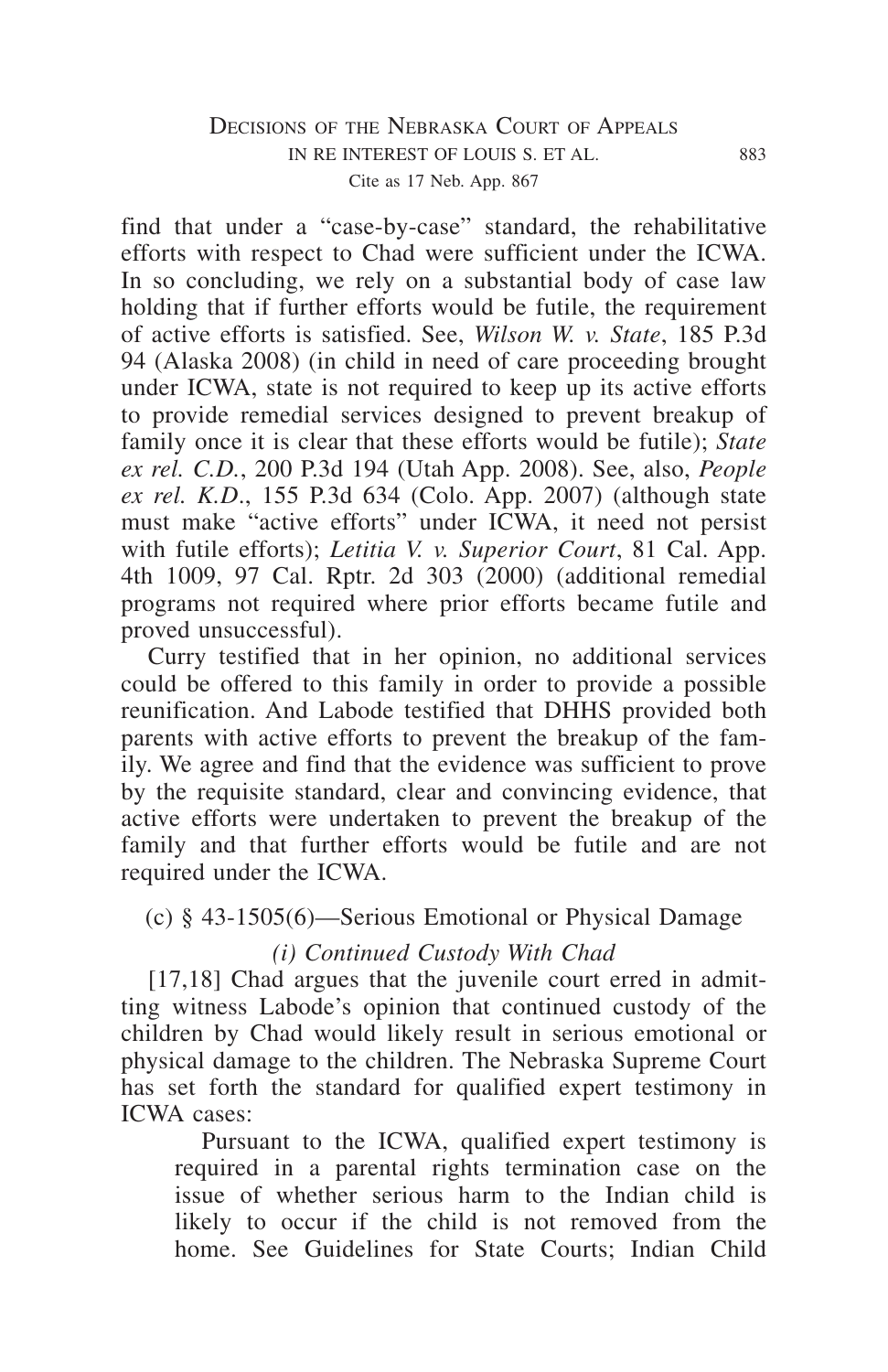find that under a "case-by-case" standard, the rehabilitative efforts with respect to Chad were sufficient under the ICWA. In so concluding, we rely on a substantial body of case law holding that if further efforts would be futile, the requirement of active efforts is satisfied. See, *Wilson W. v. State*, 185 P.3d 94 (Alaska 2008) (in child in need of care proceeding brought under ICWA, state is not required to keep up its active efforts to provide remedial services designed to prevent breakup of family once it is clear that these efforts would be futile); *State ex rel. C.D.*, 200 P.3d 194 (Utah App. 2008). See, also, *People ex rel. K.D.*, 155 P.3d 634 (Colo. App. 2007) (although state must make "active efforts" under ICWA, it need not persist with futile efforts); *Letitia V. v. Superior Court*, 81 Cal. App. 4th 1009, 97 Cal. Rptr. 2d 303 (2000) (additional remedial programs not required where prior efforts became futile and proved unsuccessful).

Curry testified that in her opinion, no additional services could be offered to this family in order to provide a possible reunification. And Labode testified that DHHS provided both parents with active efforts to prevent the breakup of the family. We agree and find that the evidence was sufficient to prove by the requisite standard, clear and convincing evidence, that active efforts were undertaken to prevent the breakup of the family and that further efforts would be futile and are not required under the ICWA.

(c) § 43-1505(6)—Serious Emotional or Physical Damage

*(i) Continued Custody With Chad*

[17,18] Chad argues that the juvenile court erred in admitting witness Labode's opinion that continued custody of the children by Chad would likely result in serious emotional or physical damage to the children. The Nebraska Supreme Court has set forth the standard for qualified expert testimony in ICWA cases:

> Pursuant to the ICWA, qualified expert testimony is required in a parental rights termination case on the issue of whether serious harm to the Indian child is likely to occur if the child is not removed from the home. See Guidelines for State Courts; Indian Child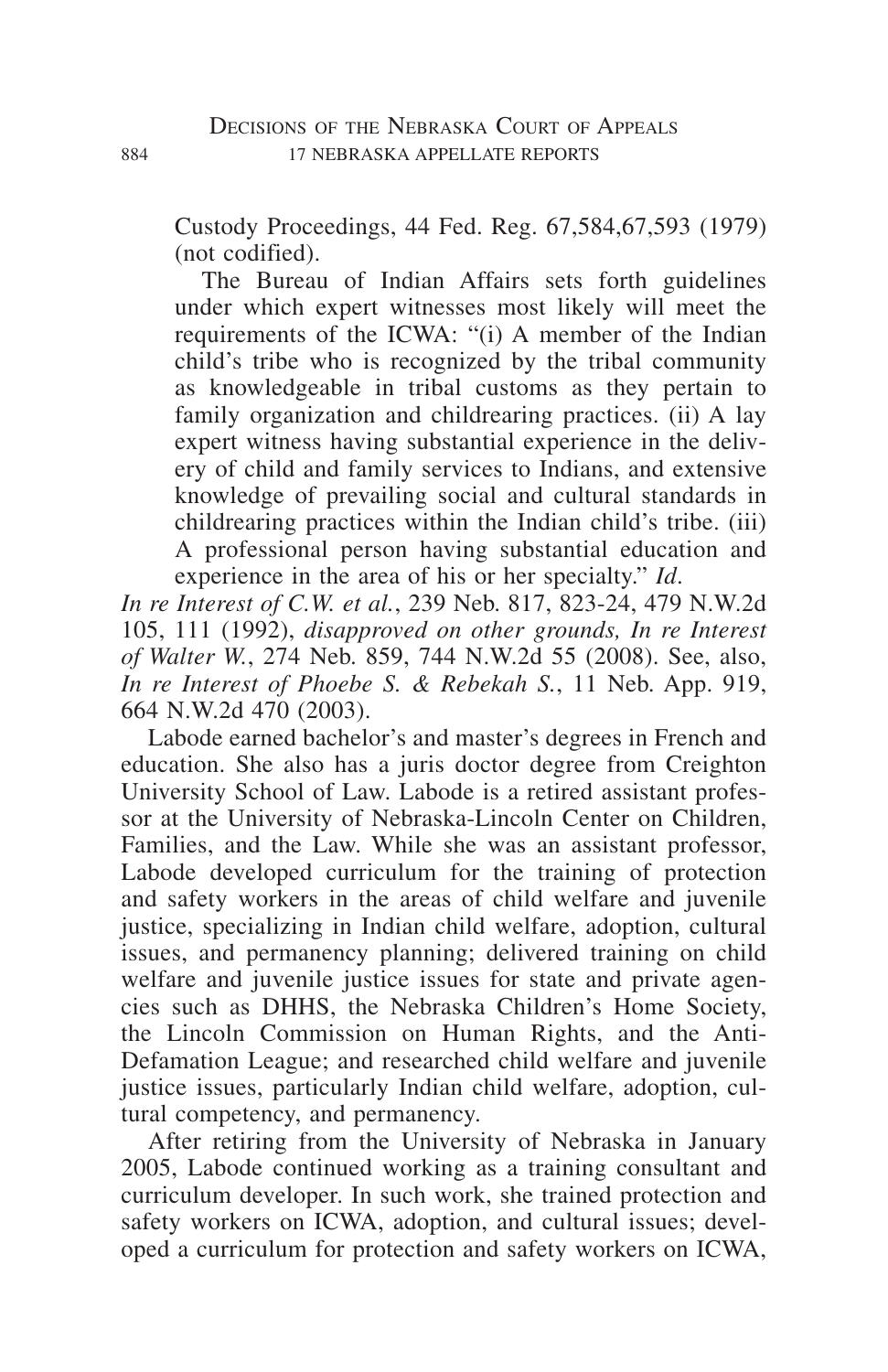> Custody Proceedings, 44 Fed. Reg. 67,584,67,593 (1979) (not codified).
>
> The Bureau of Indian Affairs sets forth guidelines under which expert witnesses most likely will meet the requirements of the ICWA: "(i) A member of the Indian child's tribe who is recognized by the tribal community as knowledgeable in tribal customs as they pertain to family organization and childrearing practices. (ii) A lay expert witness having substantial experience in the delivery of child and family services to Indians, and extensive knowledge of prevailing social and cultural standards in childrearing practices within the Indian child's tribe. (iii) A professional person having substantial education and experience in the area of his or her specialty." *Id.*

*In re Interest of C.W. et al.*, 239 Neb. 817, 823-24, 479 N.W.2d 105, 111 (1992), *disapproved on other grounds, In re Interest of Walter W.*, 274 Neb. 859, 744 N.W.2d 55 (2008). See, also, *In re Interest of Phoebe S. & Rebekah S.*, 11 Neb. App. 919, 664 N.W.2d 470 (2003).

Labode earned bachelor's and master's degrees in French and education. She also has a juris doctor degree from Creighton University School of Law. Labode is a retired assistant professor at the University of Nebraska-Lincoln Center on Children, Families, and the Law. While she was an assistant professor, Labode developed curriculum for the training of protection and safety workers in the areas of child welfare and juvenile justice, specializing in Indian child welfare, adoption, cultural issues, and permanency planning; delivered training on child welfare and juvenile justice issues for state and private agencies such as DHHS, the Nebraska Children's Home Society, the Lincoln Commission on Human Rights, and the Anti-Defamation League; and researched child welfare and juvenile justice issues, particularly Indian child welfare, adoption, cultural competency, and permanency.

After retiring from the University of Nebraska in January 2005, Labode continued working as a training consultant and curriculum developer. In such work, she trained protection and safety workers on ICWA, adoption, and cultural issues; developed a curriculum for protection and safety workers on ICWA,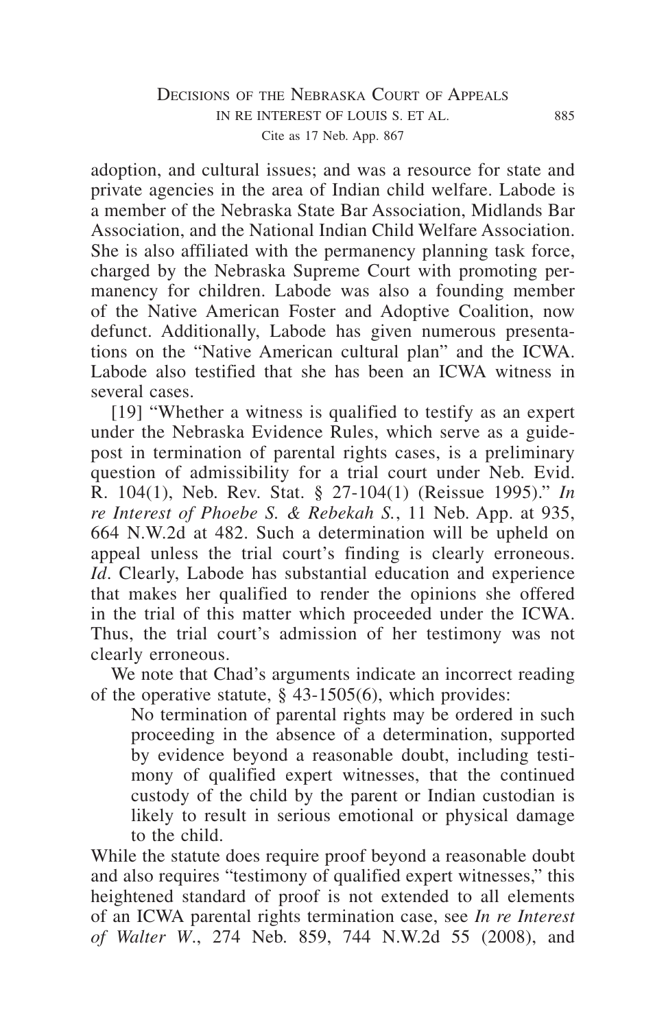adoption, and cultural issues; and was a resource for state and private agencies in the area of Indian child welfare. Labode is a member of the Nebraska State Bar Association, Midlands Bar Association, and the National Indian Child Welfare Association. She is also affiliated with the permanency planning task force, charged by the Nebraska Supreme Court with promoting permanency for children. Labode was also a founding member of the Native American Foster and Adoptive Coalition, now defunct. Additionally, Labode has given numerous presentations on the "Native American cultural plan" and the ICWA. Labode also testified that she has been an ICWA witness in several cases.

[19] "Whether a witness is qualified to testify as an expert under the Nebraska Evidence Rules, which serve as a guidepost in termination of parental rights cases, is a preliminary question of admissibility for a trial court under Neb. Evid. R. 104(1), Neb. Rev. Stat. § 27-104(1) (Reissue 1995)." *In re Interest of Phoebe S. & Rebekah S.*, 11 Neb. App. at 935, 664 N.W.2d at 482. Such a determination will be upheld on appeal unless the trial court's finding is clearly erroneous. *Id*. Clearly, Labode has substantial education and experience that makes her qualified to render the opinions she offered in the trial of this matter which proceeded under the ICWA. Thus, the trial court's admission of her testimony was not clearly erroneous.

We note that Chad's arguments indicate an incorrect reading of the operative statute, § 43-1505(6), which provides:

> No termination of parental rights may be ordered in such proceeding in the absence of a determination, supported by evidence beyond a reasonable doubt, including testimony of qualified expert witnesses, that the continued custody of the child by the parent or Indian custodian is likely to result in serious emotional or physical damage to the child.

While the statute does require proof beyond a reasonable doubt and also requires "testimony of qualified expert witnesses," this heightened standard of proof is not extended to all elements of an ICWA parental rights termination case, see *In re Interest of Walter W.*, 274 Neb. 859, 744 N.W.2d 55 (2008), and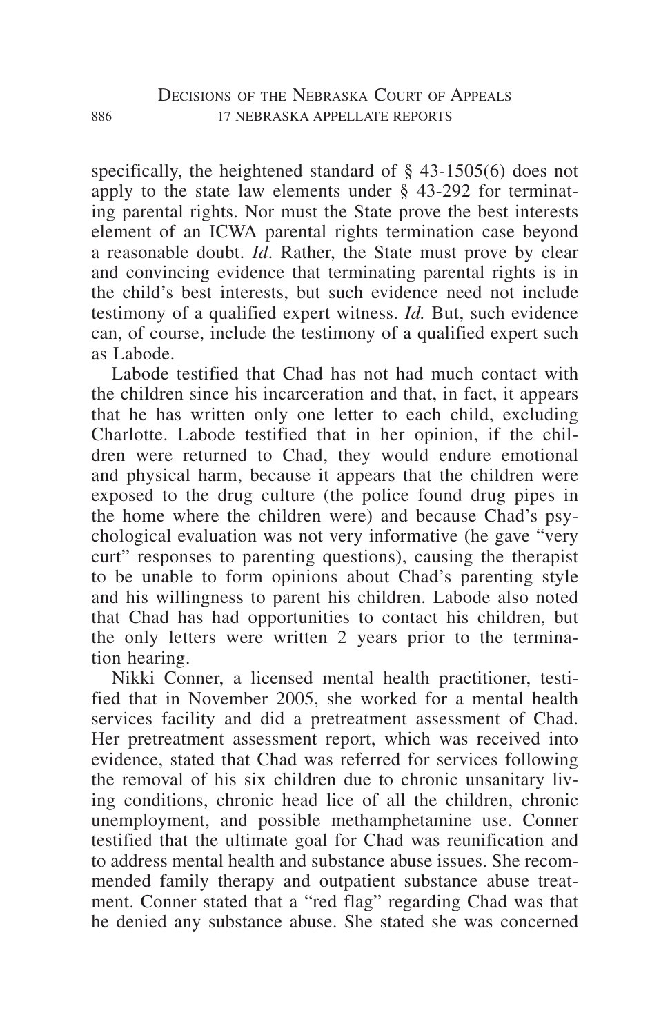specifically, the heightened standard of § 43-1505(6) does not apply to the state law elements under § 43-292 for terminating parental rights. Nor must the State prove the best interests element of an ICWA parental rights termination case beyond a reasonable doubt. *Id*. Rather, the State must prove by clear and convincing evidence that terminating parental rights is in the child's best interests, but such evidence need not include testimony of a qualified expert witness. *Id.* But, such evidence can, of course, include the testimony of a qualified expert such as Labode.

Labode testified that Chad has not had much contact with the children since his incarceration and that, in fact, it appears that he has written only one letter to each child, excluding Charlotte. Labode testified that in her opinion, if the children were returned to Chad, they would endure emotional and physical harm, because it appears that the children were exposed to the drug culture (the police found drug pipes in the home where the children were) and because Chad's psychological evaluation was not very informative (he gave "very curt" responses to parenting questions), causing the therapist to be unable to form opinions about Chad's parenting style and his willingness to parent his children. Labode also noted that Chad has had opportunities to contact his children, but the only letters were written 2 years prior to the termination hearing.

Nikki Conner, a licensed mental health practitioner, testified that in November 2005, she worked for a mental health services facility and did a pretreatment assessment of Chad. Her pretreatment assessment report, which was received into evidence, stated that Chad was referred for services following the removal of his six children due to chronic unsanitary living conditions, chronic head lice of all the children, chronic unemployment, and possible methamphetamine use. Conner testified that the ultimate goal for Chad was reunification and to address mental health and substance abuse issues. She recommended family therapy and outpatient substance abuse treatment. Conner stated that a "red flag" regarding Chad was that he denied any substance abuse. She stated she was concerned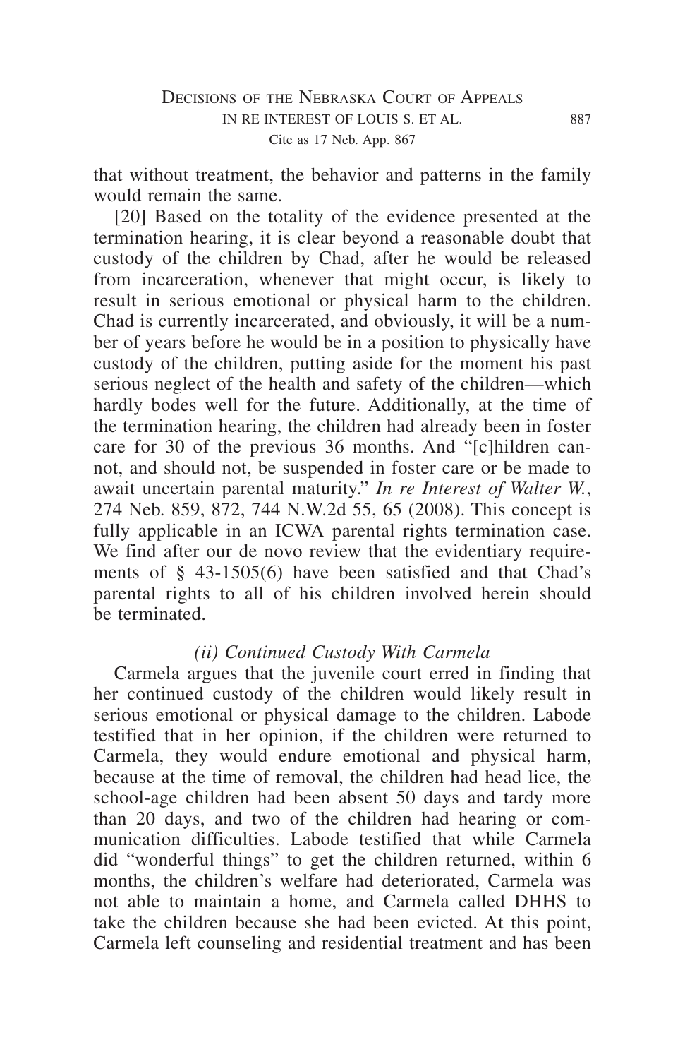that without treatment, the behavior and patterns in the family would remain the same.

[20] Based on the totality of the evidence presented at the termination hearing, it is clear beyond a reasonable doubt that custody of the children by Chad, after he would be released from incarceration, whenever that might occur, is likely to result in serious emotional or physical harm to the children. Chad is currently incarcerated, and obviously, it will be a number of years before he would be in a position to physically have custody of the children, putting aside for the moment his past serious neglect of the health and safety of the children—which hardly bodes well for the future. Additionally, at the time of the termination hearing, the children had already been in foster care for 30 of the previous 36 months. And "[c]hildren cannot, and should not, be suspended in foster care or be made to await uncertain parental maturity." *In re Interest of Walter W.*, 274 Neb. 859, 872, 744 N.W.2d 55, 65 (2008). This concept is fully applicable in an ICWA parental rights termination case. We find after our de novo review that the evidentiary requirements of § 43-1505(6) have been satisfied and that Chad's parental rights to all of his children involved herein should be terminated.

*(ii) Continued Custody With Carmela*

Carmela argues that the juvenile court erred in finding that her continued custody of the children would likely result in serious emotional or physical damage to the children. Labode testified that in her opinion, if the children were returned to Carmela, they would endure emotional and physical harm, because at the time of removal, the children had head lice, the school-age children had been absent 50 days and tardy more than 20 days, and two of the children had hearing or communication difficulties. Labode testified that while Carmela did "wonderful things" to get the children returned, within 6 months, the children's welfare had deteriorated, Carmela was not able to maintain a home, and Carmela called DHHS to take the children because she had been evicted. At this point, Carmela left counseling and residential treatment and has been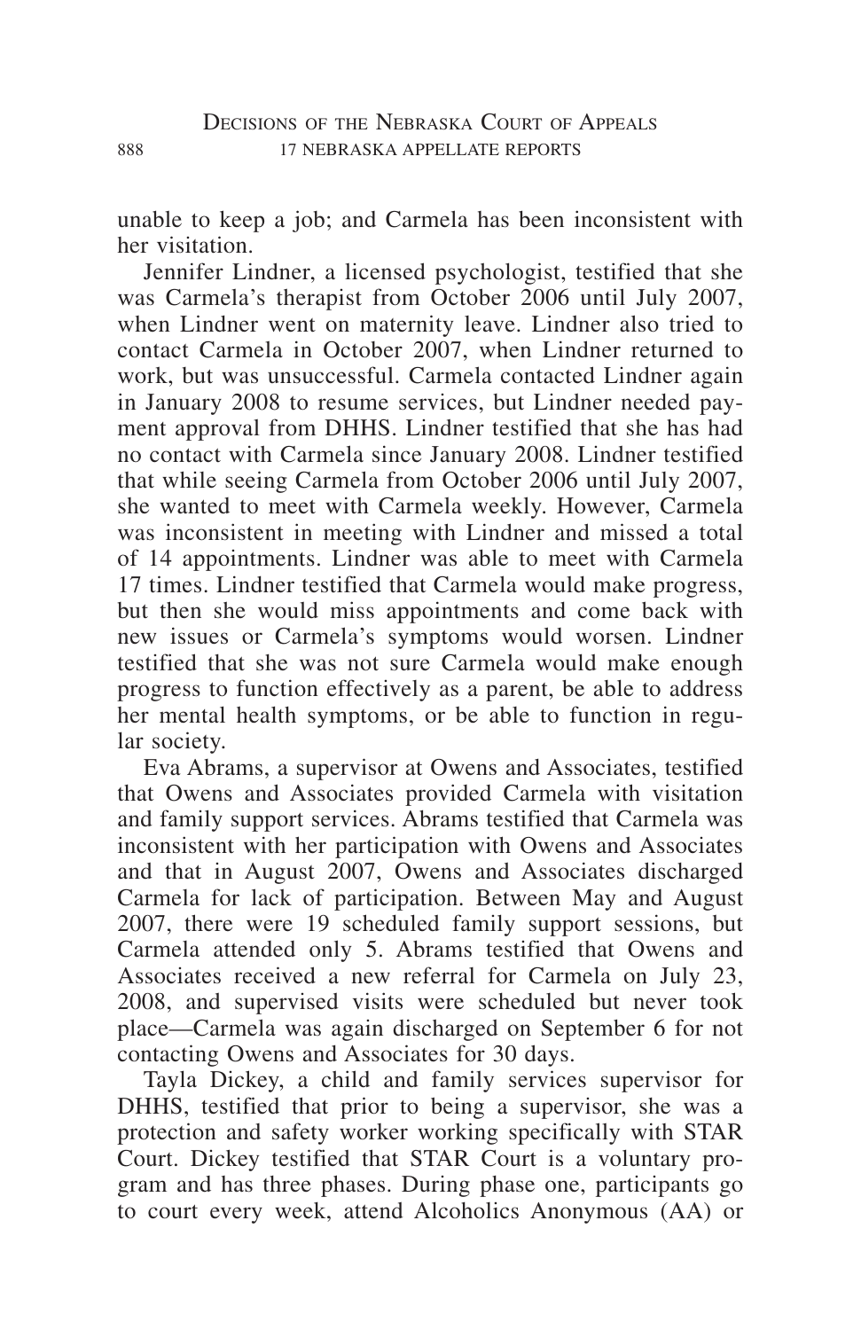unable to keep a job; and Carmela has been inconsistent with her visitation.

Jennifer Lindner, a licensed psychologist, testified that she was Carmela's therapist from October 2006 until July 2007, when Lindner went on maternity leave. Lindner also tried to contact Carmela in October 2007, when Lindner returned to work, but was unsuccessful. Carmela contacted Lindner again in January 2008 to resume services, but Lindner needed payment approval from DHHS. Lindner testified that she has had no contact with Carmela since January 2008. Lindner testified that while seeing Carmela from October 2006 until July 2007, she wanted to meet with Carmela weekly. However, Carmela was inconsistent in meeting with Lindner and missed a total of 14 appointments. Lindner was able to meet with Carmela 17 times. Lindner testified that Carmela would make progress, but then she would miss appointments and come back with new issues or Carmela's symptoms would worsen. Lindner testified that she was not sure Carmela would make enough progress to function effectively as a parent, be able to address her mental health symptoms, or be able to function in regular society.

Eva Abrams, a supervisor at Owens and Associates, testified that Owens and Associates provided Carmela with visitation and family support services. Abrams testified that Carmela was inconsistent with her participation with Owens and Associates and that in August 2007, Owens and Associates discharged Carmela for lack of participation. Between May and August 2007, there were 19 scheduled family support sessions, but Carmela attended only 5. Abrams testified that Owens and Associates received a new referral for Carmela on July 23, 2008, and supervised visits were scheduled but never took place—Carmela was again discharged on September 6 for not contacting Owens and Associates for 30 days.

Tayla Dickey, a child and family services supervisor for DHHS, testified that prior to being a supervisor, she was a protection and safety worker working specifically with STAR Court. Dickey testified that STAR Court is a voluntary program and has three phases. During phase one, participants go to court every week, attend Alcoholics Anonymous (AA) or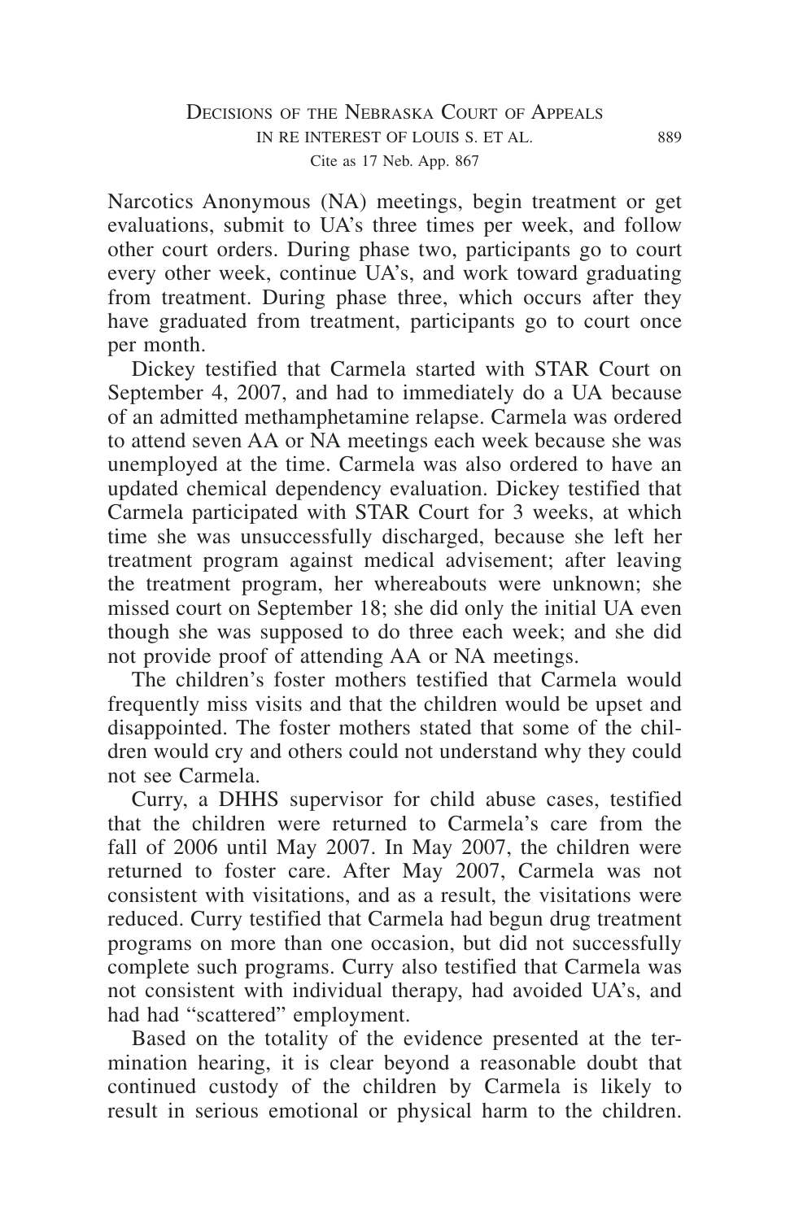Narcotics Anonymous (NA) meetings, begin treatment or get evaluations, submit to UA's three times per week, and follow other court orders. During phase two, participants go to court every other week, continue UA's, and work toward graduating from treatment. During phase three, which occurs after they have graduated from treatment, participants go to court once per month.

Dickey testified that Carmela started with STAR Court on September 4, 2007, and had to immediately do a UA because of an admitted methamphetamine relapse. Carmela was ordered to attend seven AA or NA meetings each week because she was unemployed at the time. Carmela was also ordered to have an updated chemical dependency evaluation. Dickey testified that Carmela participated with STAR Court for 3 weeks, at which time she was unsuccessfully discharged, because she left her treatment program against medical advisement; after leaving the treatment program, her whereabouts were unknown; she missed court on September 18; she did only the initial UA even though she was supposed to do three each week; and she did not provide proof of attending AA or NA meetings.

The children's foster mothers testified that Carmela would frequently miss visits and that the children would be upset and disappointed. The foster mothers stated that some of the children would cry and others could not understand why they could not see Carmela.

Curry, a DHHS supervisor for child abuse cases, testified that the children were returned to Carmela's care from the fall of 2006 until May 2007. In May 2007, the children were returned to foster care. After May 2007, Carmela was not consistent with visitations, and as a result, the visitations were reduced. Curry testified that Carmela had begun drug treatment programs on more than one occasion, but did not successfully complete such programs. Curry also testified that Carmela was not consistent with individual therapy, had avoided UA's, and had had "scattered" employment.

Based on the totality of the evidence presented at the termination hearing, it is clear beyond a reasonable doubt that continued custody of the children by Carmela is likely to result in serious emotional or physical harm to the children.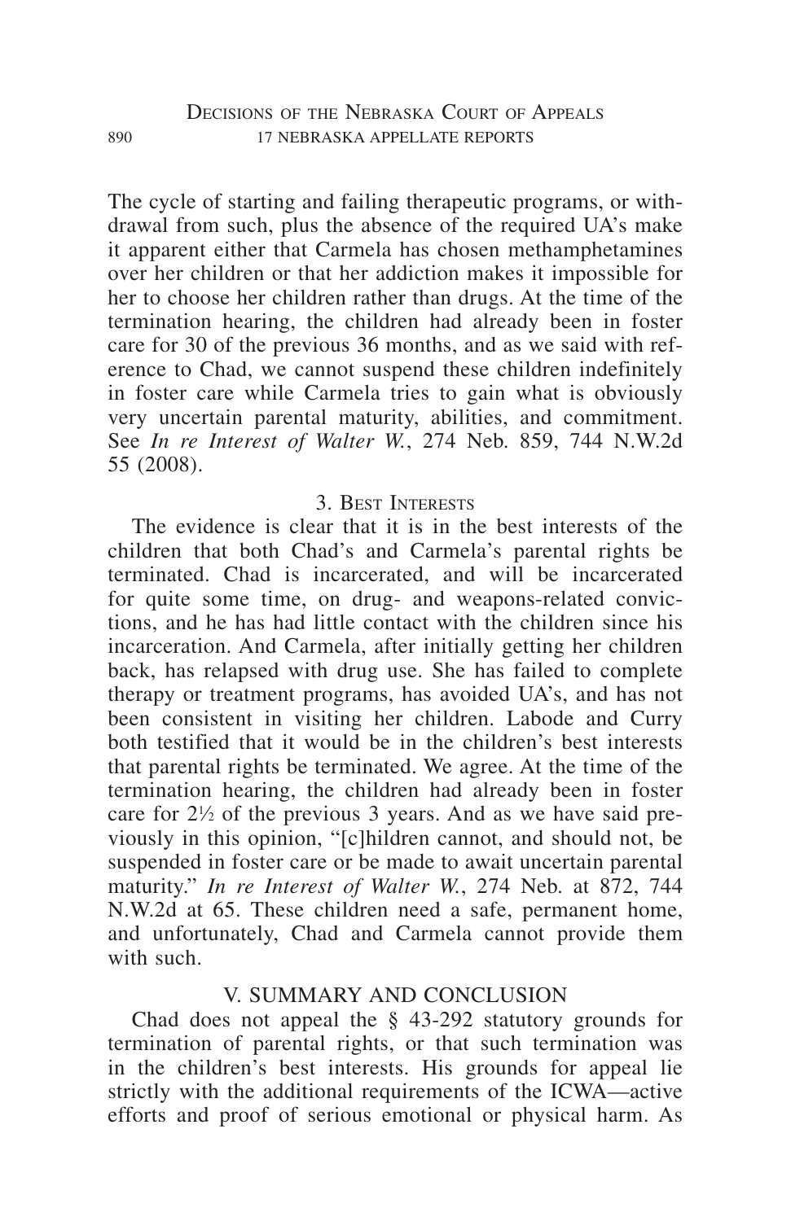The cycle of starting and failing therapeutic programs, or withdrawal from such, plus the absence of the required UA's make it apparent either that Carmela has chosen methamphetamines over her children or that her addiction makes it impossible for her to choose her children rather than drugs. At the time of the termination hearing, the children had already been in foster care for 30 of the previous 36 months, and as we said with reference to Chad, we cannot suspend these children indefinitely in foster care while Carmela tries to gain what is obviously very uncertain parental maturity, abilities, and commitment. See *In re Interest of Walter W.*, 274 Neb. 859, 744 N.W.2d 55 (2008).

### 3. Best Interests

The evidence is clear that it is in the best interests of the children that both Chad's and Carmela's parental rights be terminated. Chad is incarcerated, and will be incarcerated for quite some time, on drug- and weapons-related convictions, and he has had little contact with the children since his incarceration. And Carmela, after initially getting her children back, has relapsed with drug use. She has failed to complete therapy or treatment programs, has avoided UA's, and has not been consistent in visiting her children. Labode and Curry both testified that it would be in the children's best interests that parental rights be terminated. We agree. At the time of the termination hearing, the children had already been in foster care for 2½ of the previous 3 years. And as we have said previously in this opinion, "[c]hildren cannot, and should not, be suspended in foster care or be made to await uncertain parental maturity." *In re Interest of Walter W.*, 274 Neb. at 872, 744 N.W.2d at 65. These children need a safe, permanent home, and unfortunately, Chad and Carmela cannot provide them with such.

## V. SUMMARY AND CONCLUSION

Chad does not appeal the § 43-292 statutory grounds for termination of parental rights, or that such termination was in the children's best interests. His grounds for appeal lie strictly with the additional requirements of the ICWA—active efforts and proof of serious emotional or physical harm. As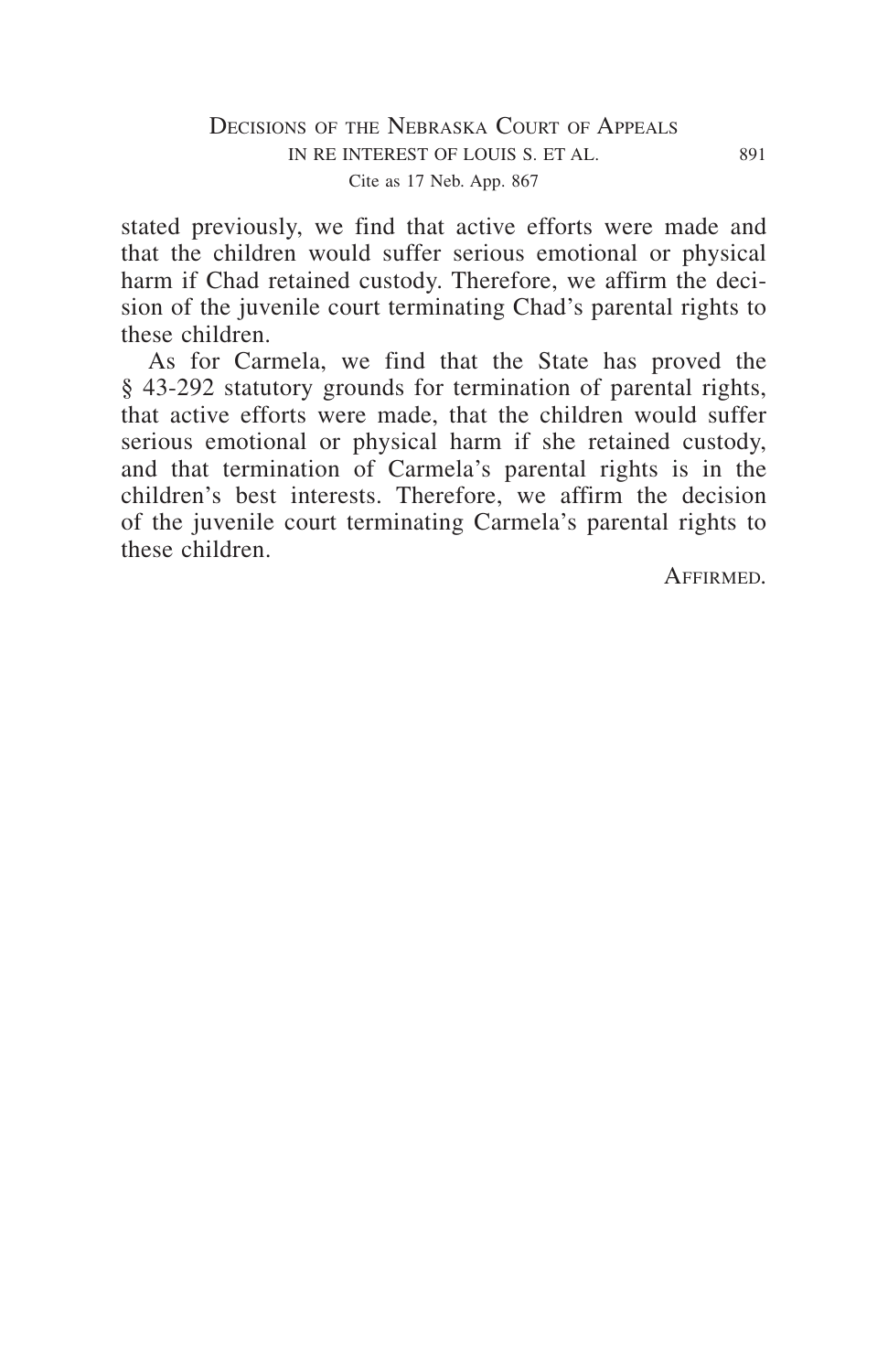stated previously, we find that active efforts were made and that the children would suffer serious emotional or physical harm if Chad retained custody. Therefore, we affirm the decision of the juvenile court terminating Chad's parental rights to these children.

As for Carmela, we find that the State has proved the § 43-292 statutory grounds for termination of parental rights, that active efforts were made, that the children would suffer serious emotional or physical harm if she retained custody, and that termination of Carmela's parental rights is in the children's best interests. Therefore, we affirm the decision of the juvenile court terminating Carmela's parental rights to these children.

AFFIRMED.